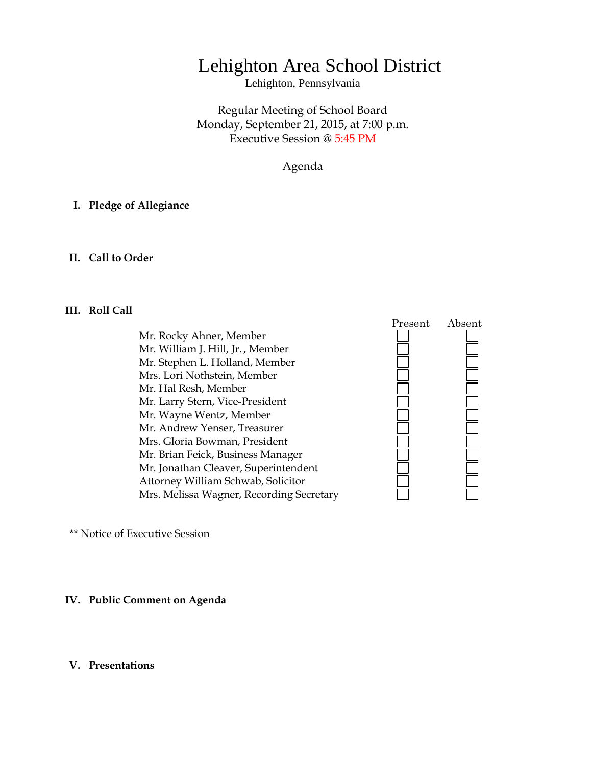# Lehighton Area School District

Lehighton, Pennsylvania

Regular Meeting of School Board
Monday, September 21, 2015, at 7:00 p.m.
Executive Session @ 5:45 PM

Agenda

## I. Pledge of Allegiance

## II. Call to Order

## III. Roll Call

| | Present | Absent |
|---|---|---|
| Mr. Rocky Ahner, Member | ☐ | ☐ |
| Mr. William J. Hill, Jr. , Member | ☐ | ☐ |
| Mr. Stephen L. Holland, Member | ☐ | ☐ |
| Mrs. Lori Nothstein, Member | ☐ | ☐ |
| Mr. Hal Resh, Member | ☐ | ☐ |
| Mr. Larry Stern, Vice-President | ☐ | ☐ |
| Mr. Wayne Wentz, Member | ☐ | ☐ |
| Mr. Andrew Yenser, Treasurer | ☐ | ☐ |
| Mrs. Gloria Bowman, President | ☐ | ☐ |
| Mr. Brian Feick, Business Manager | ☐ | ☐ |
| Mr. Jonathan Cleaver, Superintendent | ☐ | ☐ |
| Attorney William Schwab, Solicitor | ☐ | ☐ |
| Mrs. Melissa Wagner, Recording Secretary | ☐ | ☐ |

** Notice of Executive Session

## IV. Public Comment on Agenda

## V. Presentations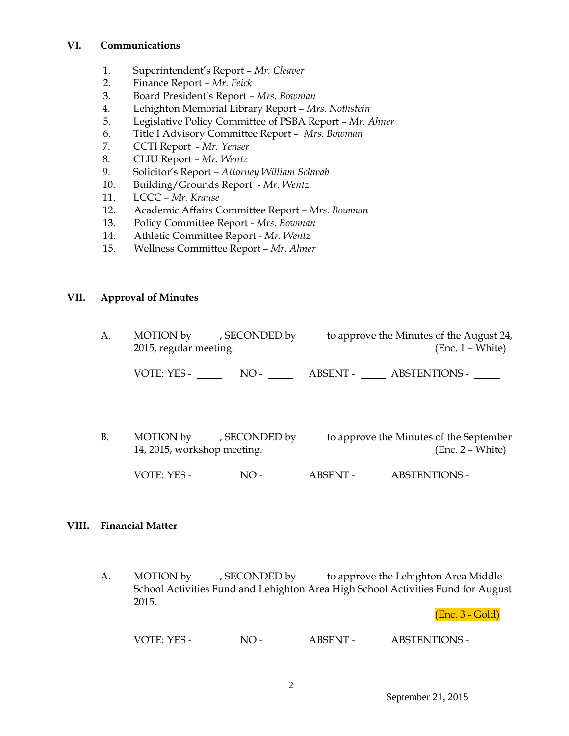## VI. Communications

1. Superintendent's Report – *Mr. Cleaver*
2. Finance Report – *Mr. Feick*
3. Board President's Report – *Mrs. Bowman*
4. Lehighton Memorial Library Report – *Mrs. Nothstein*
5. Legislative Policy Committee of PSBA Report – *Mr. Ahner*
6. Title I Advisory Committee Report – *Mrs. Bowman*
7. CCTI Report - *Mr. Yenser*
8. CLIU Report – *Mr. Wentz*
9. Solicitor's Report – *Attorney William Schwab*
10. Building/Grounds Report - *Mr. Wentz*
11. LCCC – *Mr. Krause*
12. Academic Affairs Committee Report – *Mrs. Bowman*
13. Policy Committee Report - *Mrs. Bowman*
14. Athletic Committee Report - *Mr. Wentz*
15. Wellness Committee Report – *Mr. Ahner*

## VII. Approval of Minutes

A. MOTION by , SECONDED by to approve the Minutes of the August 24, 2015, regular meeting. (Enc. 1 – White)

VOTE: YES - _____ NO - _____ ABSENT - _____ ABSTENTIONS - _____

B. MOTION by , SECONDED by to approve the Minutes of the September 14, 2015, workshop meeting. (Enc. 2 – White)

VOTE: YES - _____ NO - _____ ABSENT - _____ ABSTENTIONS - _____

## VIII. Financial Matter

A. MOTION by , SECONDED by to approve the Lehighton Area Middle School Activities Fund and Lehighton Area High School Activities Fund for August 2015.

(Enc. 3 - Gold)

VOTE: YES - _____ NO - _____ ABSENT - _____ ABSTENTIONS - _____

September 21, 2015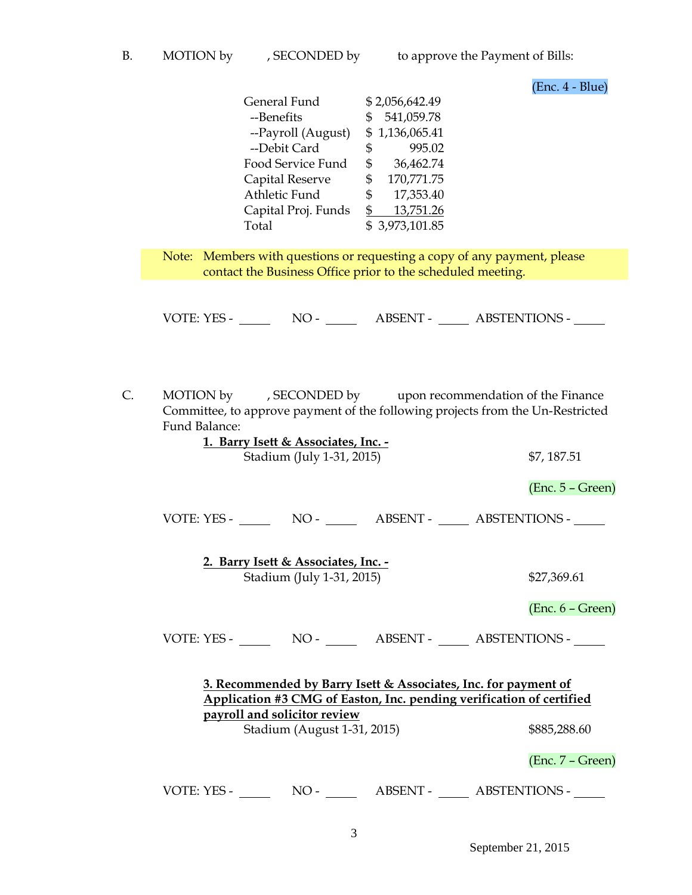B. MOTION by , SECONDED by to approve the Payment of Bills:

(Enc. 4 - Blue)

| | |
|---|---|
| General Fund | $ 2,056,642.49 |
| --Benefits | $ 541,059.78 |
| --Payroll (August) | $ 1,136,065.41 |
| --Debit Card | $ 995.02 |
| Food Service Fund | $ 36,462.74 |
| Capital Reserve | $ 170,771.75 |
| Athletic Fund | $ 17,353.40 |
| Capital Proj. Funds | $ 13,751.26 |
| Total | $ 3,973,101.85 |

Note: Members with questions or requesting a copy of any payment, please contact the Business Office prior to the scheduled meeting.

VOTE: YES - _____ NO - _____ ABSENT - _____ ABSTENTIONS - _____

C. MOTION by , SECONDED by upon recommendation of the Finance Committee, to approve payment of the following projects from the Un-Restricted Fund Balance:

**1. Barry Isett & Associates, Inc. -**

Stadium (July 1-31, 2015) $7, 187.51

(Enc. 5 – Green)

VOTE: YES - _____ NO - _____ ABSENT - _____ ABSTENTIONS - _____

**2. Barry Isett & Associates, Inc. -**

Stadium (July 1-31, 2015) $27,369.61

(Enc. 6 – Green)

VOTE: YES - _____ NO - _____ ABSENT - _____ ABSTENTIONS - _____

**3. Recommended by Barry Isett & Associates, Inc. for payment of Application #3 CMG of Easton, Inc. pending verification of certified payroll and solicitor review**

Stadium (August 1-31, 2015) $885,288.60

(Enc. 7 – Green)

VOTE: YES - _____ NO - _____ ABSENT - _____ ABSTENTIONS - _____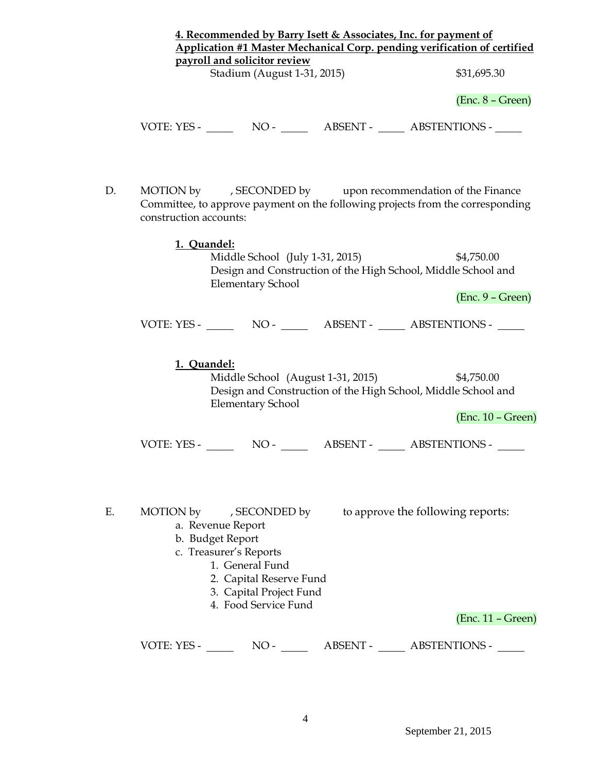**4. Recommended by Barry Isett & Associates, Inc. for payment of Application #1 Master Mechanical Corp. pending verification of certified payroll and solicitor review**

Stadium (August 1-31, 2015) $31,695.30

(Enc. 8 – Green)

VOTE: YES - _____ NO - _____ ABSENT - _____ ABSTENTIONS - _____

D. MOTION by , SECONDED by upon recommendation of the Finance Committee, to approve payment on the following projects from the corresponding construction accounts:

**1. Quandel:**

Middle School (July 1-31, 2015) $4,750.00

Design and Construction of the High School, Middle School and Elementary School

(Enc. 9 – Green)

VOTE: YES - _____ NO - _____ ABSENT - _____ ABSTENTIONS - _____

**1. Quandel:**

Middle School (August 1-31, 2015) $4,750.00

Design and Construction of the High School, Middle School and Elementary School

(Enc. 10 – Green)

VOTE: YES - _____ NO - _____ ABSENT - _____ ABSTENTIONS - _____

E. MOTION by , SECONDED by to approve the following reports:

a. Revenue Report
b. Budget Report
c. Treasurer's Reports
   1. General Fund
   2. Capital Reserve Fund
   3. Capital Project Fund
   4. Food Service Fund

(Enc. 11 – Green)

VOTE: YES - _____ NO - _____ ABSENT - _____ ABSTENTIONS - _____

September 21, 2015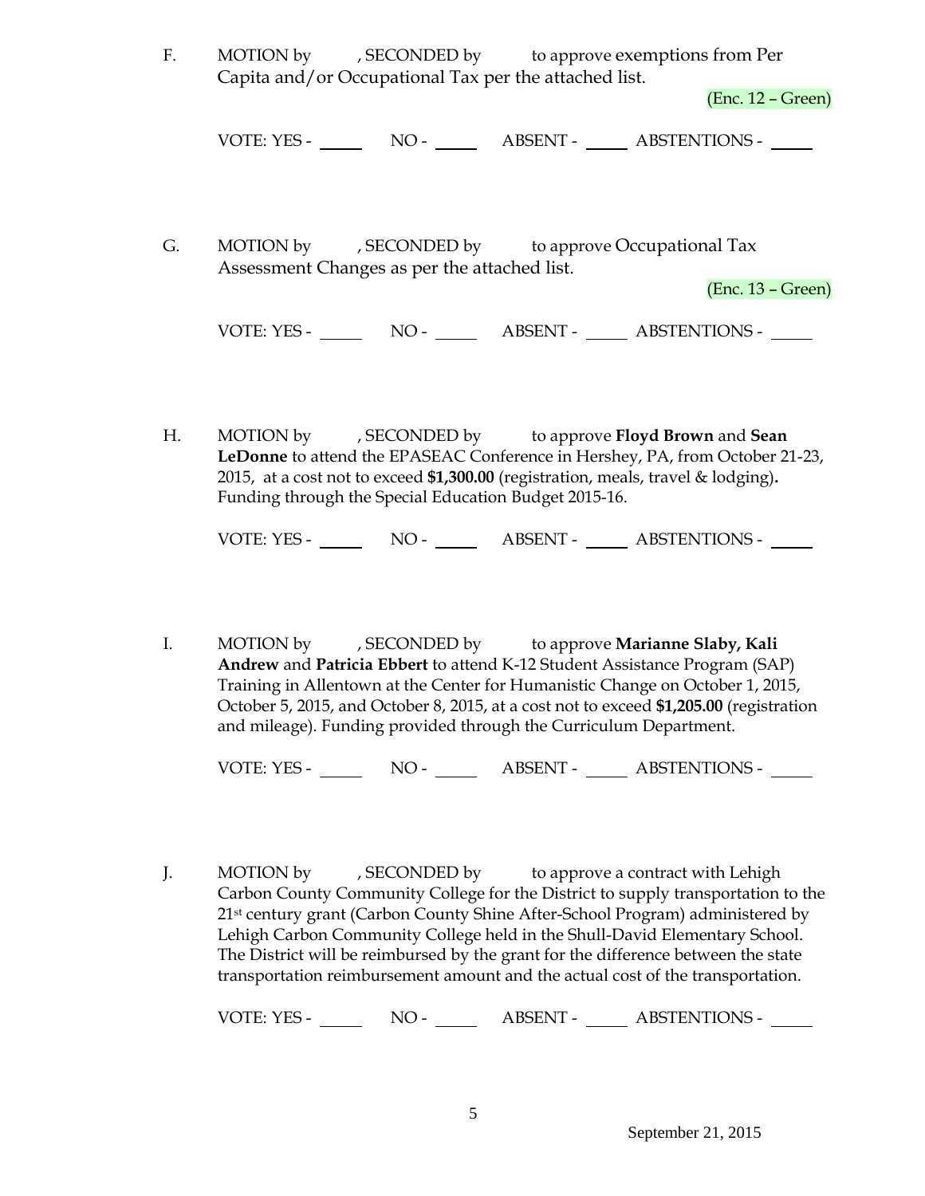F. MOTION by , SECONDED by to approve exemptions from Per Capita and/or Occupational Tax per the attached list.

(Enc. 12 – Green)

VOTE: YES - _____ NO - _____ ABSENT - _____ ABSTENTIONS - _____

G. MOTION by , SECONDED by to approve Occupational Tax Assessment Changes as per the attached list.

(Enc. 13 – Green)

VOTE: YES - _____ NO - _____ ABSENT - _____ ABSTENTIONS - _____

H. MOTION by , SECONDED by to approve **Floyd Brown** and **Sean LeDonne** to attend the EPASEAC Conference in Hershey, PA, from October 21-23, 2015, at a cost not to exceed **$1,300.00** (registration, meals, travel & lodging). Funding through the Special Education Budget 2015-16.

VOTE: YES - _____ NO - _____ ABSENT - _____ ABSTENTIONS - _____

I. MOTION by , SECONDED by to approve **Marianne Slaby, Kali Andrew** and **Patricia Ebbert** to attend K-12 Student Assistance Program (SAP) Training in Allentown at the Center for Humanistic Change on October 1, 2015, October 5, 2015, and October 8, 2015, at a cost not to exceed **$1,205.00** (registration and mileage). Funding provided through the Curriculum Department.

VOTE: YES - _____ NO - _____ ABSENT - _____ ABSTENTIONS - _____

J. MOTION by , SECONDED by to approve a contract with Lehigh Carbon County Community College for the District to supply transportation to the 21st century grant (Carbon County Shine After-School Program) administered by Lehigh Carbon Community College held in the Shull-David Elementary School. The District will be reimbursed by the grant for the difference between the state transportation reimbursement amount and the actual cost of the transportation.

VOTE: YES - _____ NO - _____ ABSENT - _____ ABSTENTIONS - _____

September 21, 2015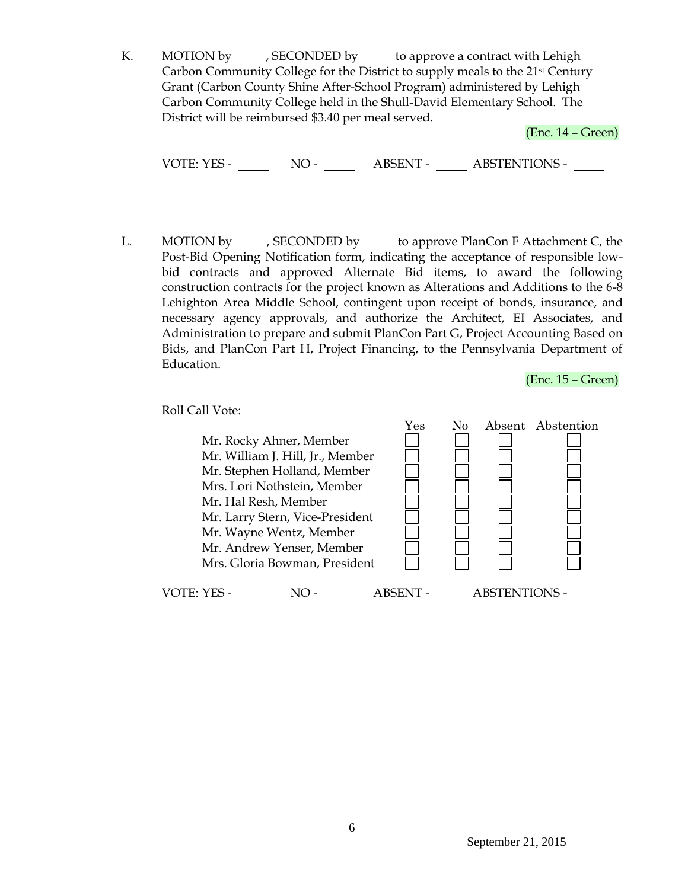K. MOTION by , SECONDED by to approve a contract with Lehigh Carbon Community College for the District to supply meals to the 21st Century Grant (Carbon County Shine After-School Program) administered by Lehigh Carbon Community College held in the Shull-David Elementary School. The District will be reimbursed $3.40 per meal served.

(Enc. 14 – Green)

VOTE: YES - _____ NO - _____ ABSENT - _____ ABSTENTIONS - _____

L. MOTION by , SECONDED by to approve PlanCon F Attachment C, the Post-Bid Opening Notification form, indicating the acceptance of responsible low-bid contracts and approved Alternate Bid items, to award the following construction contracts for the project known as Alterations and Additions to the 6-8 Lehighton Area Middle School, contingent upon receipt of bonds, insurance, and necessary agency approvals, and authorize the Architect, EI Associates, and Administration to prepare and submit PlanCon Part G, Project Accounting Based on Bids, and PlanCon Part H, Project Financing, to the Pennsylvania Department of Education.

(Enc. 15 – Green)

Roll Call Vote:

| | Yes | No | Absent | Abstention |
|---|---|---|---|---|
| Mr. Rocky Ahner, Member | ☐ | ☐ | ☐ | ☐ |
| Mr. William J. Hill, Jr., Member | ☐ | ☐ | ☐ | ☐ |
| Mr. Stephen Holland, Member | ☐ | ☐ | ☐ | ☐ |
| Mrs. Lori Nothstein, Member | ☐ | ☐ | ☐ | ☐ |
| Mr. Hal Resh, Member | ☐ | ☐ | ☐ | ☐ |
| Mr. Larry Stern, Vice-President | ☐ | ☐ | ☐ | ☐ |
| Mr. Wayne Wentz, Member | ☐ | ☐ | ☐ | ☐ |
| Mr. Andrew Yenser, Member | ☐ | ☐ | ☐ | ☐ |
| Mrs. Gloria Bowman, President | ☐ | ☐ | ☐ | ☐ |

VOTE: YES - _____ NO - _____ ABSENT - _____ ABSTENTIONS - _____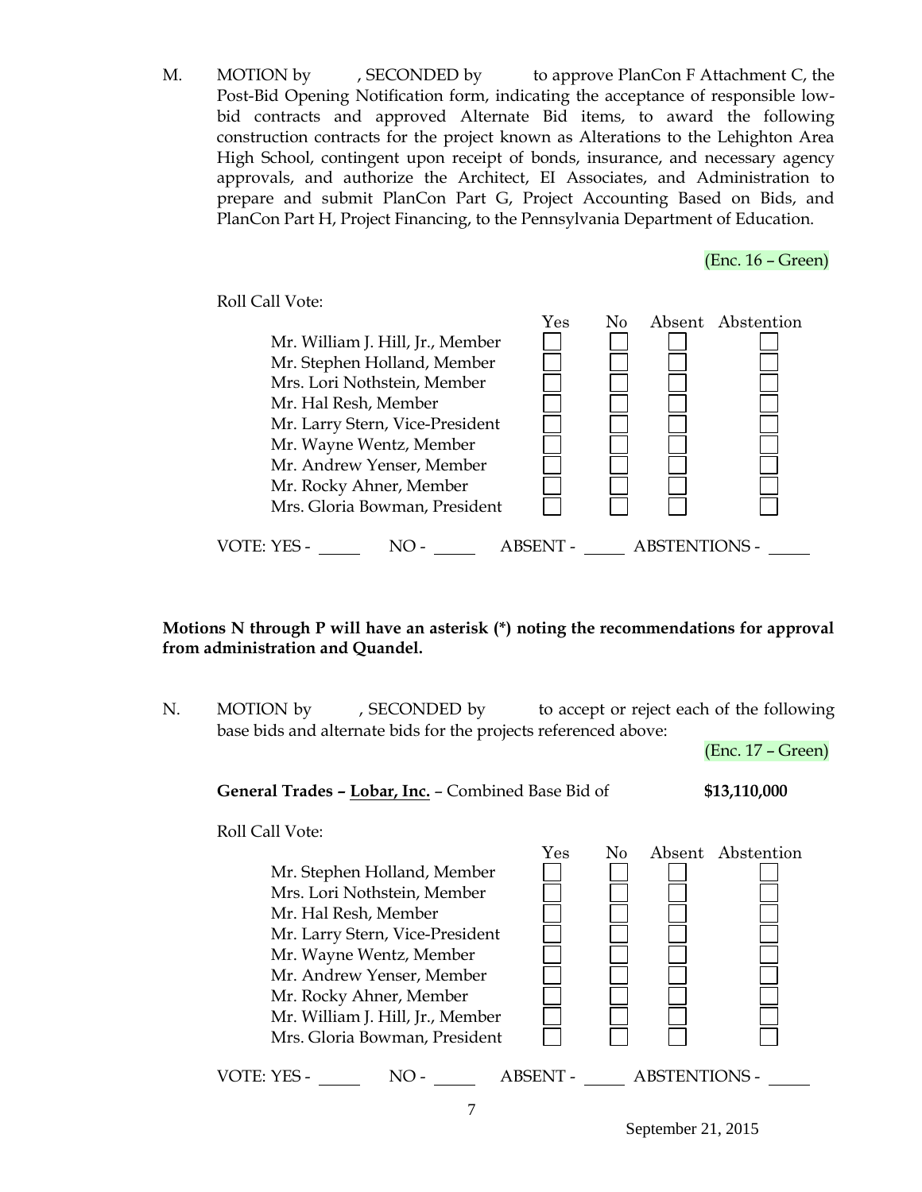M. MOTION by , SECONDED by to approve PlanCon F Attachment C, the Post-Bid Opening Notification form, indicating the acceptance of responsible low-bid contracts and approved Alternate Bid items, to award the following construction contracts for the project known as Alterations to the Lehighton Area High School, contingent upon receipt of bonds, insurance, and necessary agency approvals, and authorize the Architect, EI Associates, and Administration to prepare and submit PlanCon Part G, Project Accounting Based on Bids, and PlanCon Part H, Project Financing, to the Pennsylvania Department of Education.

(Enc. 16 – Green)

Roll Call Vote:

| | Yes | No | Absent | Abstention |
|---|---|---|---|---|
| Mr. William J. Hill, Jr., Member | ☐ | ☐ | ☐ | ☐ |
| Mr. Stephen Holland, Member | ☐ | ☐ | ☐ | ☐ |
| Mrs. Lori Nothstein, Member | ☐ | ☐ | ☐ | ☐ |
| Mr. Hal Resh, Member | ☐ | ☐ | ☐ | ☐ |
| Mr. Larry Stern, Vice-President | ☐ | ☐ | ☐ | ☐ |
| Mr. Wayne Wentz, Member | ☐ | ☐ | ☐ | ☐ |
| Mr. Andrew Yenser, Member | ☐ | ☐ | ☐ | ☐ |
| Mr. Rocky Ahner, Member | ☐ | ☐ | ☐ | ☐ |
| Mrs. Gloria Bowman, President | ☐ | ☐ | ☐ | ☐ |

VOTE: YES - _____ NO - _____ ABSENT - _____ ABSTENTIONS - _____

**Motions N through P will have an asterisk (*) noting the recommendations for approval from administration and Quandel.**

N. MOTION by , SECONDED by to accept or reject each of the following base bids and alternate bids for the projects referenced above:

(Enc. 17 – Green)

**General Trades – Lobar, Inc.** – Combined Base Bid of **$13,110,000**

Roll Call Vote:

| | Yes | No | Absent | Abstention |
|---|---|---|---|---|
| Mr. Stephen Holland, Member | ☐ | ☐ | ☐ | ☐ |
| Mrs. Lori Nothstein, Member | ☐ | ☐ | ☐ | ☐ |
| Mr. Hal Resh, Member | ☐ | ☐ | ☐ | ☐ |
| Mr. Larry Stern, Vice-President | ☐ | ☐ | ☐ | ☐ |
| Mr. Wayne Wentz, Member | ☐ | ☐ | ☐ | ☐ |
| Mr. Andrew Yenser, Member | ☐ | ☐ | ☐ | ☐ |
| Mr. Rocky Ahner, Member | ☐ | ☐ | ☐ | ☐ |
| Mr. William J. Hill, Jr., Member | ☐ | ☐ | ☐ | ☐ |
| Mrs. Gloria Bowman, President | ☐ | ☐ | ☐ | ☐ |

VOTE: YES - _____ NO - _____ ABSENT - _____ ABSTENTIONS - _____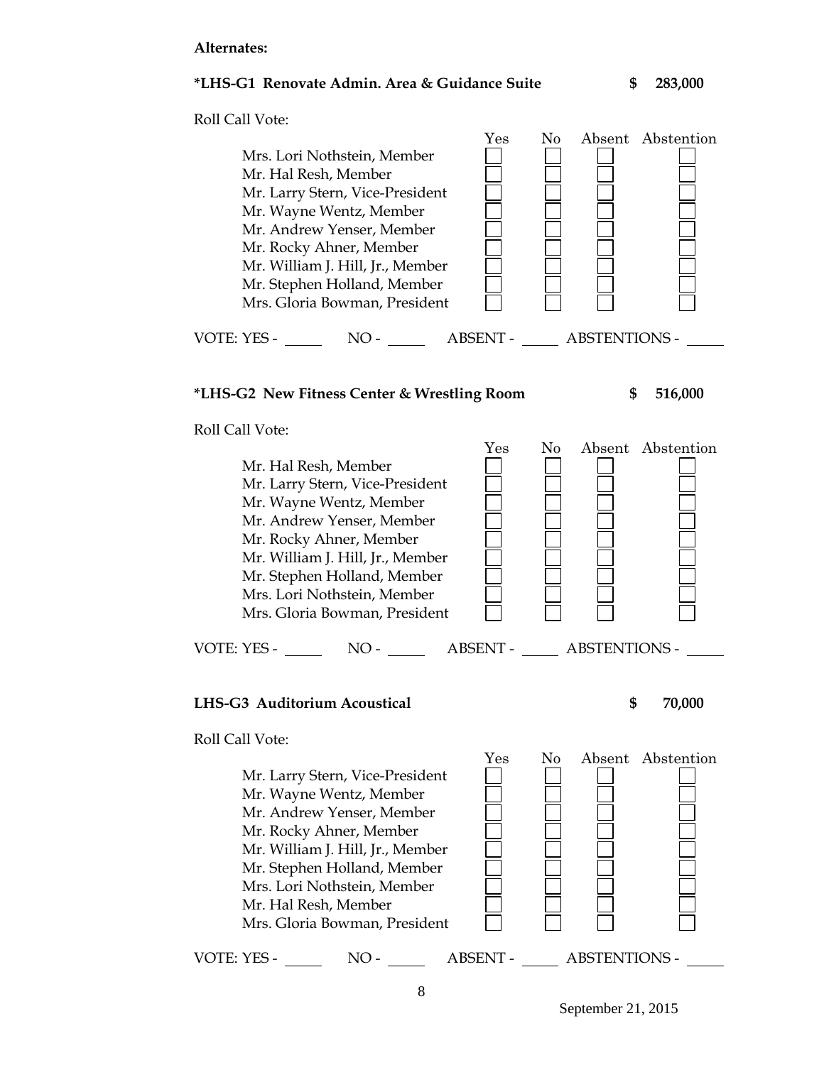**Alternates:**

**\*LHS-G1 Renovate Admin. Area & Guidance Suite** **$ 283,000**

Roll Call Vote:

| | Yes | No | Absent | Abstention |
|---|---|---|---|---|
| Mrs. Lori Nothstein, Member | ☐ | ☐ | ☐ | ☐ |
| Mr. Hal Resh, Member | ☐ | ☐ | ☐ | ☐ |
| Mr. Larry Stern, Vice-President | ☐ | ☐ | ☐ | ☐ |
| Mr. Wayne Wentz, Member | ☐ | ☐ | ☐ | ☐ |
| Mr. Andrew Yenser, Member | ☐ | ☐ | ☐ | ☐ |
| Mr. Rocky Ahner, Member | ☐ | ☐ | ☐ | ☐ |
| Mr. William J. Hill, Jr., Member | ☐ | ☐ | ☐ | ☐ |
| Mr. Stephen Holland, Member | ☐ | ☐ | ☐ | ☐ |
| Mrs. Gloria Bowman, President | ☐ | ☐ | ☐ | ☐ |

VOTE: YES - _____ NO - _____ ABSENT - _____ ABSTENTIONS - _____

**\*LHS-G2 New Fitness Center & Wrestling Room** **$ 516,000**

Roll Call Vote:

| | Yes | No | Absent | Abstention |
|---|---|---|---|---|
| Mr. Hal Resh, Member | ☐ | ☐ | ☐ | ☐ |
| Mr. Larry Stern, Vice-President | ☐ | ☐ | ☐ | ☐ |
| Mr. Wayne Wentz, Member | ☐ | ☐ | ☐ | ☐ |
| Mr. Andrew Yenser, Member | ☐ | ☐ | ☐ | ☐ |
| Mr. Rocky Ahner, Member | ☐ | ☐ | ☐ | ☐ |
| Mr. William J. Hill, Jr., Member | ☐ | ☐ | ☐ | ☐ |
| Mr. Stephen Holland, Member | ☐ | ☐ | ☐ | ☐ |
| Mrs. Lori Nothstein, Member | ☐ | ☐ | ☐ | ☐ |
| Mrs. Gloria Bowman, President | ☐ | ☐ | ☐ | ☐ |

VOTE: YES - _____ NO - _____ ABSENT - _____ ABSTENTIONS - _____

**LHS-G3 Auditorium Acoustical** **$ 70,000**

Roll Call Vote:

| | Yes | No | Absent | Abstention |
|---|---|---|---|---|
| Mr. Larry Stern, Vice-President | ☐ | ☐ | ☐ | ☐ |
| Mr. Wayne Wentz, Member | ☐ | ☐ | ☐ | ☐ |
| Mr. Andrew Yenser, Member | ☐ | ☐ | ☐ | ☐ |
| Mr. Rocky Ahner, Member | ☐ | ☐ | ☐ | ☐ |
| Mr. William J. Hill, Jr., Member | ☐ | ☐ | ☐ | ☐ |
| Mr. Stephen Holland, Member | ☐ | ☐ | ☐ | ☐ |
| Mrs. Lori Nothstein, Member | ☐ | ☐ | ☐ | ☐ |
| Mr. Hal Resh, Member | ☐ | ☐ | ☐ | ☐ |
| Mrs. Gloria Bowman, President | ☐ | ☐ | ☐ | ☐ |

VOTE: YES - _____ NO - _____ ABSENT - _____ ABSTENTIONS - _____

September 21, 2015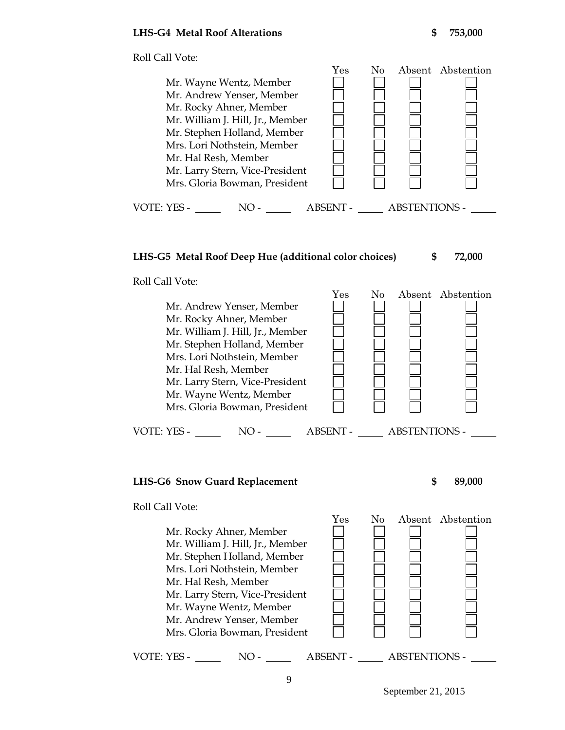**LHS-G4 Metal Roof Alterations** **$ 753,000**

Roll Call Vote:

| | Yes | No | Absent | Abstention |
|---|---|---|---|---|
| Mr. Wayne Wentz, Member | ☐ | ☐ | ☐ | ☐ |
| Mr. Andrew Yenser, Member | ☐ | ☐ | ☐ | ☐ |
| Mr. Rocky Ahner, Member | ☐ | ☐ | ☐ | ☐ |
| Mr. William J. Hill, Jr., Member | ☐ | ☐ | ☐ | ☐ |
| Mr. Stephen Holland, Member | ☐ | ☐ | ☐ | ☐ |
| Mrs. Lori Nothstein, Member | ☐ | ☐ | ☐ | ☐ |
| Mr. Hal Resh, Member | ☐ | ☐ | ☐ | ☐ |
| Mr. Larry Stern, Vice-President | ☐ | ☐ | ☐ | ☐ |
| Mrs. Gloria Bowman, President | ☐ | ☐ | ☐ | ☐ |

VOTE: YES - _____ NO - _____ ABSENT - _____ ABSTENTIONS - _____

**LHS-G5 Metal Roof Deep Hue (additional color choices)** **$ 72,000**

Roll Call Vote:

| | Yes | No | Absent | Abstention |
|---|---|---|---|---|
| Mr. Andrew Yenser, Member | ☐ | ☐ | ☐ | ☐ |
| Mr. Rocky Ahner, Member | ☐ | ☐ | ☐ | ☐ |
| Mr. William J. Hill, Jr., Member | ☐ | ☐ | ☐ | ☐ |
| Mr. Stephen Holland, Member | ☐ | ☐ | ☐ | ☐ |
| Mrs. Lori Nothstein, Member | ☐ | ☐ | ☐ | ☐ |
| Mr. Hal Resh, Member | ☐ | ☐ | ☐ | ☐ |
| Mr. Larry Stern, Vice-President | ☐ | ☐ | ☐ | ☐ |
| Mr. Wayne Wentz, Member | ☐ | ☐ | ☐ | ☐ |
| Mrs. Gloria Bowman, President | ☐ | ☐ | ☐ | ☐ |

VOTE: YES - _____ NO - _____ ABSENT - _____ ABSTENTIONS - _____

**LHS-G6 Snow Guard Replacement** **$ 89,000**

Roll Call Vote:

| | Yes | No | Absent | Abstention |
|---|---|---|---|---|
| Mr. Rocky Ahner, Member | ☐ | ☐ | ☐ | ☐ |
| Mr. William J. Hill, Jr., Member | ☐ | ☐ | ☐ | ☐ |
| Mr. Stephen Holland, Member | ☐ | ☐ | ☐ | ☐ |
| Mrs. Lori Nothstein, Member | ☐ | ☐ | ☐ | ☐ |
| Mr. Hal Resh, Member | ☐ | ☐ | ☐ | ☐ |
| Mr. Larry Stern, Vice-President | ☐ | ☐ | ☐ | ☐ |
| Mr. Wayne Wentz, Member | ☐ | ☐ | ☐ | ☐ |
| Mr. Andrew Yenser, Member | ☐ | ☐ | ☐ | ☐ |
| Mrs. Gloria Bowman, President | ☐ | ☐ | ☐ | ☐ |

VOTE: YES - _____ NO - _____ ABSENT - _____ ABSTENTIONS - _____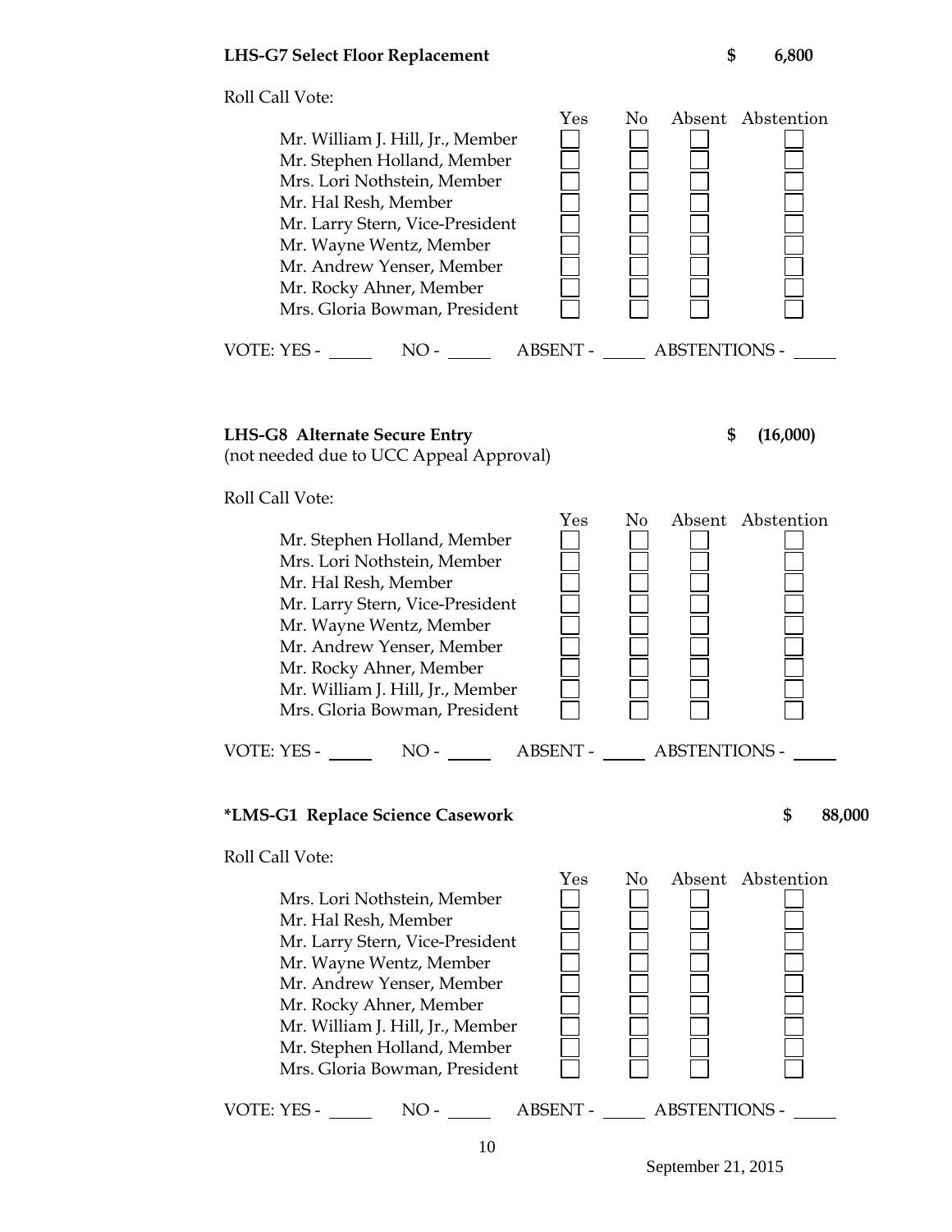**LHS-G7 Select Floor Replacement** **$ 6,800**

Roll Call Vote:

| | Yes | No | Absent | Abstention |
|---|---|---|---|---|
| Mr. William J. Hill, Jr., Member | ☐ | ☐ | ☐ | ☐ |
| Mr. Stephen Holland, Member | ☐ | ☐ | ☐ | ☐ |
| Mrs. Lori Nothstein, Member | ☐ | ☐ | ☐ | ☐ |
| Mr. Hal Resh, Member | ☐ | ☐ | ☐ | ☐ |
| Mr. Larry Stern, Vice-President | ☐ | ☐ | ☐ | ☐ |
| Mr. Wayne Wentz, Member | ☐ | ☐ | ☐ | ☐ |
| Mr. Andrew Yenser, Member | ☐ | ☐ | ☐ | ☐ |
| Mr. Rocky Ahner, Member | ☐ | ☐ | ☐ | ☐ |
| Mrs. Gloria Bowman, President | ☐ | ☐ | ☐ | ☐ |

VOTE: YES - _____ NO - _____ ABSENT - _____ ABSTENTIONS - _____

**LHS-G8 Alternate Secure Entry** **$ (16,000)**
(not needed due to UCC Appeal Approval)

Roll Call Vote:

| | Yes | No | Absent | Abstention |
|---|---|---|---|---|
| Mr. Stephen Holland, Member | ☐ | ☐ | ☐ | ☐ |
| Mrs. Lori Nothstein, Member | ☐ | ☐ | ☐ | ☐ |
| Mr. Hal Resh, Member | ☐ | ☐ | ☐ | ☐ |
| Mr. Larry Stern, Vice-President | ☐ | ☐ | ☐ | ☐ |
| Mr. Wayne Wentz, Member | ☐ | ☐ | ☐ | ☐ |
| Mr. Andrew Yenser, Member | ☐ | ☐ | ☐ | ☐ |
| Mr. Rocky Ahner, Member | ☐ | ☐ | ☐ | ☐ |
| Mr. William J. Hill, Jr., Member | ☐ | ☐ | ☐ | ☐ |
| Mrs. Gloria Bowman, President | ☐ | ☐ | ☐ | ☐ |

VOTE: YES - _____ NO - _____ ABSENT - _____ ABSTENTIONS - _____

**\*LMS-G1 Replace Science Casework** **$ 88,000**

Roll Call Vote:

| | Yes | No | Absent | Abstention |
|---|---|---|---|---|
| Mrs. Lori Nothstein, Member | ☐ | ☐ | ☐ | ☐ |
| Mr. Hal Resh, Member | ☐ | ☐ | ☐ | ☐ |
| Mr. Larry Stern, Vice-President | ☐ | ☐ | ☐ | ☐ |
| Mr. Wayne Wentz, Member | ☐ | ☐ | ☐ | ☐ |
| Mr. Andrew Yenser, Member | ☐ | ☐ | ☐ | ☐ |
| Mr. Rocky Ahner, Member | ☐ | ☐ | ☐ | ☐ |
| Mr. William J. Hill, Jr., Member | ☐ | ☐ | ☐ | ☐ |
| Mr. Stephen Holland, Member | ☐ | ☐ | ☐ | ☐ |
| Mrs. Gloria Bowman, President | ☐ | ☐ | ☐ | ☐ |

VOTE: YES - _____ NO - _____ ABSENT - _____ ABSTENTIONS - _____

September 21, 2015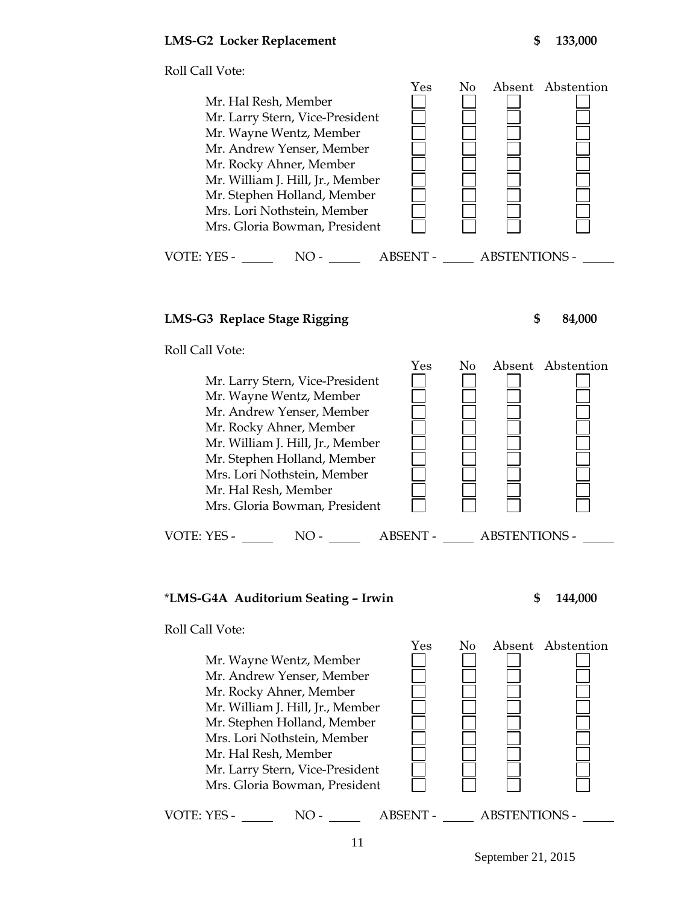**LMS-G2 Locker Replacement** **$ 133,000**

Roll Call Vote:

| | Yes | No | Absent | Abstention |
|---|---|---|---|---|
| Mr. Hal Resh, Member | ☐ | ☐ | ☐ | ☐ |
| Mr. Larry Stern, Vice-President | ☐ | ☐ | ☐ | ☐ |
| Mr. Wayne Wentz, Member | ☐ | ☐ | ☐ | ☐ |
| Mr. Andrew Yenser, Member | ☐ | ☐ | ☐ | ☐ |
| Mr. Rocky Ahner, Member | ☐ | ☐ | ☐ | ☐ |
| Mr. William J. Hill, Jr., Member | ☐ | ☐ | ☐ | ☐ |
| Mr. Stephen Holland, Member | ☐ | ☐ | ☐ | ☐ |
| Mrs. Lori Nothstein, Member | ☐ | ☐ | ☐ | ☐ |
| Mrs. Gloria Bowman, President | ☐ | ☐ | ☐ | ☐ |

VOTE: YES - _____ NO - _____ ABSENT - _____ ABSTENTIONS - _____

**LMS-G3 Replace Stage Rigging** **$ 84,000**

Roll Call Vote:

| | Yes | No | Absent | Abstention |
|---|---|---|---|---|
| Mr. Larry Stern, Vice-President | ☐ | ☐ | ☐ | ☐ |
| Mr. Wayne Wentz, Member | ☐ | ☐ | ☐ | ☐ |
| Mr. Andrew Yenser, Member | ☐ | ☐ | ☐ | ☐ |
| Mr. Rocky Ahner, Member | ☐ | ☐ | ☐ | ☐ |
| Mr. William J. Hill, Jr., Member | ☐ | ☐ | ☐ | ☐ |
| Mr. Stephen Holland, Member | ☐ | ☐ | ☐ | ☐ |
| Mrs. Lori Nothstein, Member | ☐ | ☐ | ☐ | ☐ |
| Mr. Hal Resh, Member | ☐ | ☐ | ☐ | ☐ |
| Mrs. Gloria Bowman, President | ☐ | ☐ | ☐ | ☐ |

VOTE: YES - _____ NO - _____ ABSENT - _____ ABSTENTIONS - _____

**\*LMS-G4A Auditorium Seating – Irwin** **$ 144,000**

Roll Call Vote:

| | Yes | No | Absent | Abstention |
|---|---|---|---|---|
| Mr. Wayne Wentz, Member | ☐ | ☐ | ☐ | ☐ |
| Mr. Andrew Yenser, Member | ☐ | ☐ | ☐ | ☐ |
| Mr. Rocky Ahner, Member | ☐ | ☐ | ☐ | ☐ |
| Mr. William J. Hill, Jr., Member | ☐ | ☐ | ☐ | ☐ |
| Mr. Stephen Holland, Member | ☐ | ☐ | ☐ | ☐ |
| Mrs. Lori Nothstein, Member | ☐ | ☐ | ☐ | ☐ |
| Mr. Hal Resh, Member | ☐ | ☐ | ☐ | ☐ |
| Mr. Larry Stern, Vice-President | ☐ | ☐ | ☐ | ☐ |
| Mrs. Gloria Bowman, President | ☐ | ☐ | ☐ | ☐ |

VOTE: YES - _____ NO - _____ ABSENT - _____ ABSTENTIONS - _____

September 21, 2015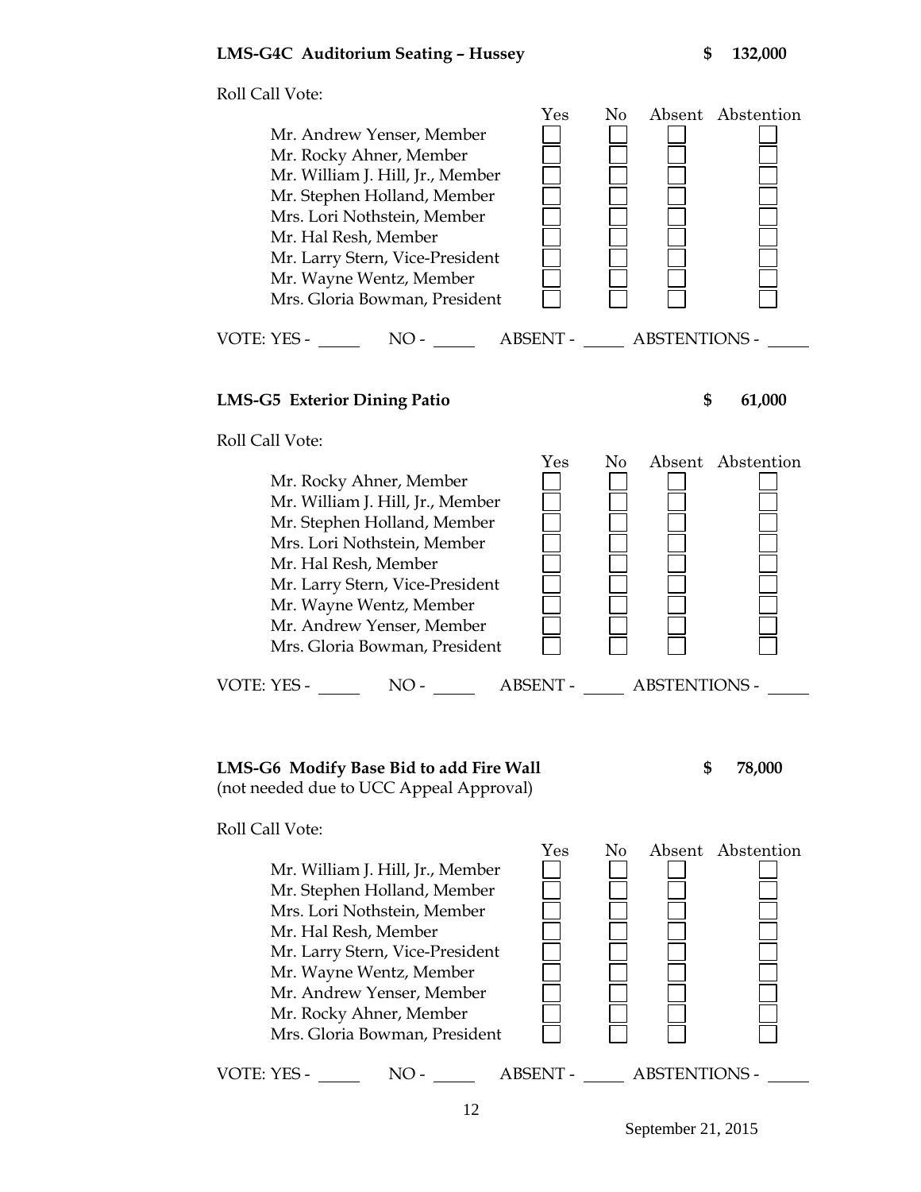**LMS-G4C Auditorium Seating – Hussey** **$ 132,000**

Roll Call Vote:

| | Yes | No | Absent | Abstention |
|---|---|---|---|---|
| Mr. Andrew Yenser, Member | ☐ | ☐ | ☐ | ☐ |
| Mr. Rocky Ahner, Member | ☐ | ☐ | ☐ | ☐ |
| Mr. William J. Hill, Jr., Member | ☐ | ☐ | ☐ | ☐ |
| Mr. Stephen Holland, Member | ☐ | ☐ | ☐ | ☐ |
| Mrs. Lori Nothstein, Member | ☐ | ☐ | ☐ | ☐ |
| Mr. Hal Resh, Member | ☐ | ☐ | ☐ | ☐ |
| Mr. Larry Stern, Vice-President | ☐ | ☐ | ☐ | ☐ |
| Mr. Wayne Wentz, Member | ☐ | ☐ | ☐ | ☐ |
| Mrs. Gloria Bowman, President | ☐ | ☐ | ☐ | ☐ |

VOTE: YES - _____ NO - _____ ABSENT - _____ ABSTENTIONS - _____

**LMS-G5 Exterior Dining Patio** **$ 61,000**

Roll Call Vote:

| | Yes | No | Absent | Abstention |
|---|---|---|---|---|
| Mr. Rocky Ahner, Member | ☐ | ☐ | ☐ | ☐ |
| Mr. William J. Hill, Jr., Member | ☐ | ☐ | ☐ | ☐ |
| Mr. Stephen Holland, Member | ☐ | ☐ | ☐ | ☐ |
| Mrs. Lori Nothstein, Member | ☐ | ☐ | ☐ | ☐ |
| Mr. Hal Resh, Member | ☐ | ☐ | ☐ | ☐ |
| Mr. Larry Stern, Vice-President | ☐ | ☐ | ☐ | ☐ |
| Mr. Wayne Wentz, Member | ☐ | ☐ | ☐ | ☐ |
| Mr. Andrew Yenser, Member | ☐ | ☐ | ☐ | ☐ |
| Mrs. Gloria Bowman, President | ☐ | ☐ | ☐ | ☐ |

VOTE: YES - _____ NO - _____ ABSENT - _____ ABSTENTIONS - _____

**LMS-G6 Modify Base Bid to add Fire Wall** **$ 78,000**
(not needed due to UCC Appeal Approval)

Roll Call Vote:

| | Yes | No | Absent | Abstention |
|---|---|---|---|---|
| Mr. William J. Hill, Jr., Member | ☐ | ☐ | ☐ | ☐ |
| Mr. Stephen Holland, Member | ☐ | ☐ | ☐ | ☐ |
| Mrs. Lori Nothstein, Member | ☐ | ☐ | ☐ | ☐ |
| Mr. Hal Resh, Member | ☐ | ☐ | ☐ | ☐ |
| Mr. Larry Stern, Vice-President | ☐ | ☐ | ☐ | ☐ |
| Mr. Wayne Wentz, Member | ☐ | ☐ | ☐ | ☐ |
| Mr. Andrew Yenser, Member | ☐ | ☐ | ☐ | ☐ |
| Mr. Rocky Ahner, Member | ☐ | ☐ | ☐ | ☐ |
| Mrs. Gloria Bowman, President | ☐ | ☐ | ☐ | ☐ |

VOTE: YES - _____ NO - _____ ABSENT - _____ ABSTENTIONS - _____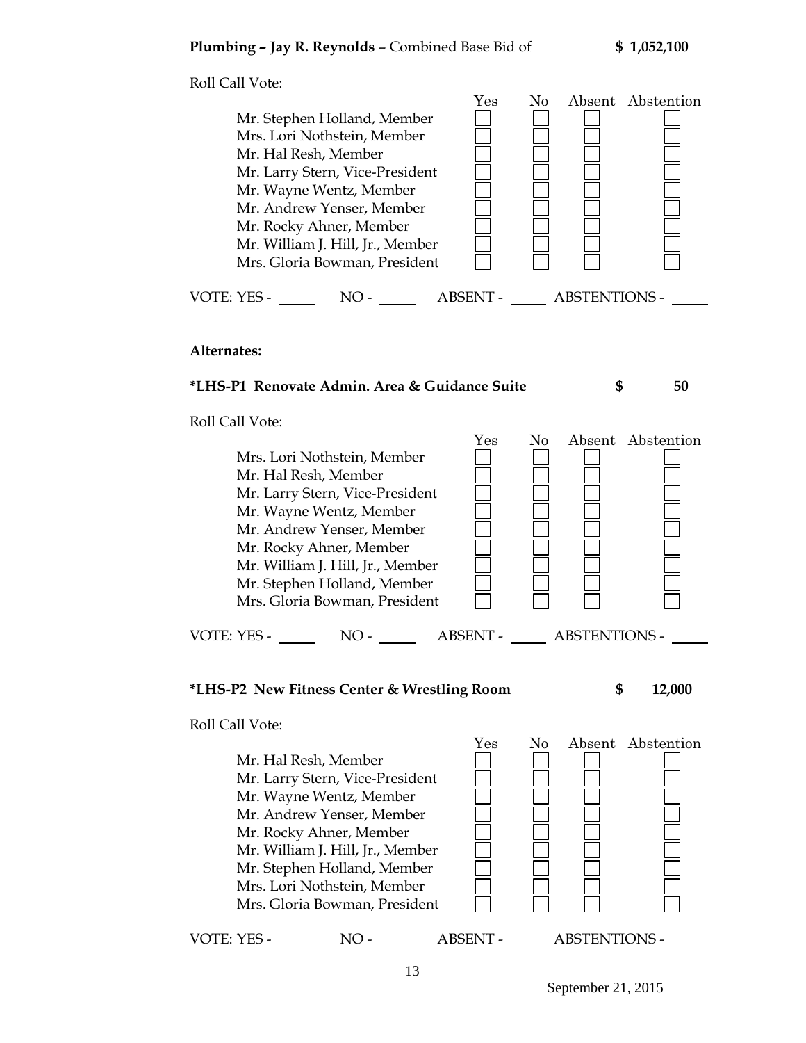**Plumbing – Jay R. Reynolds** – Combined Base Bid of **$ 1,052,100**

Roll Call Vote:

| | Yes | No | Absent | Abstention |
|---|---|---|---|---|
| Mr. Stephen Holland, Member | ☐ | ☐ | ☐ | ☐ |
| Mrs. Lori Nothstein, Member | ☐ | ☐ | ☐ | ☐ |
| Mr. Hal Resh, Member | ☐ | ☐ | ☐ | ☐ |
| Mr. Larry Stern, Vice-President | ☐ | ☐ | ☐ | ☐ |
| Mr. Wayne Wentz, Member | ☐ | ☐ | ☐ | ☐ |
| Mr. Andrew Yenser, Member | ☐ | ☐ | ☐ | ☐ |
| Mr. Rocky Ahner, Member | ☐ | ☐ | ☐ | ☐ |
| Mr. William J. Hill, Jr., Member | ☐ | ☐ | ☐ | ☐ |
| Mrs. Gloria Bowman, President | ☐ | ☐ | ☐ | ☐ |

VOTE: YES - _____ NO - _____ ABSENT - _____ ABSTENTIONS - _____

**Alternates:**

**\*LHS-P1 Renovate Admin. Area & Guidance Suite** **$ 50**

Roll Call Vote:

| | Yes | No | Absent | Abstention |
|---|---|---|---|---|
| Mrs. Lori Nothstein, Member | ☐ | ☐ | ☐ | ☐ |
| Mr. Hal Resh, Member | ☐ | ☐ | ☐ | ☐ |
| Mr. Larry Stern, Vice-President | ☐ | ☐ | ☐ | ☐ |
| Mr. Wayne Wentz, Member | ☐ | ☐ | ☐ | ☐ |
| Mr. Andrew Yenser, Member | ☐ | ☐ | ☐ | ☐ |
| Mr. Rocky Ahner, Member | ☐ | ☐ | ☐ | ☐ |
| Mr. William J. Hill, Jr., Member | ☐ | ☐ | ☐ | ☐ |
| Mr. Stephen Holland, Member | ☐ | ☐ | ☐ | ☐ |
| Mrs. Gloria Bowman, President | ☐ | ☐ | ☐ | ☐ |

VOTE: YES - _____ NO - _____ ABSENT - _____ ABSTENTIONS - _____

**\*LHS-P2 New Fitness Center & Wrestling Room** **$ 12,000**

Roll Call Vote:

| | Yes | No | Absent | Abstention |
|---|---|---|---|---|
| Mr. Hal Resh, Member | ☐ | ☐ | ☐ | ☐ |
| Mr. Larry Stern, Vice-President | ☐ | ☐ | ☐ | ☐ |
| Mr. Wayne Wentz, Member | ☐ | ☐ | ☐ | ☐ |
| Mr. Andrew Yenser, Member | ☐ | ☐ | ☐ | ☐ |
| Mr. Rocky Ahner, Member | ☐ | ☐ | ☐ | ☐ |
| Mr. William J. Hill, Jr., Member | ☐ | ☐ | ☐ | ☐ |
| Mr. Stephen Holland, Member | ☐ | ☐ | ☐ | ☐ |
| Mrs. Lori Nothstein, Member | ☐ | ☐ | ☐ | ☐ |
| Mrs. Gloria Bowman, President | ☐ | ☐ | ☐ | ☐ |

VOTE: YES - _____ NO - _____ ABSENT - _____ ABSTENTIONS - _____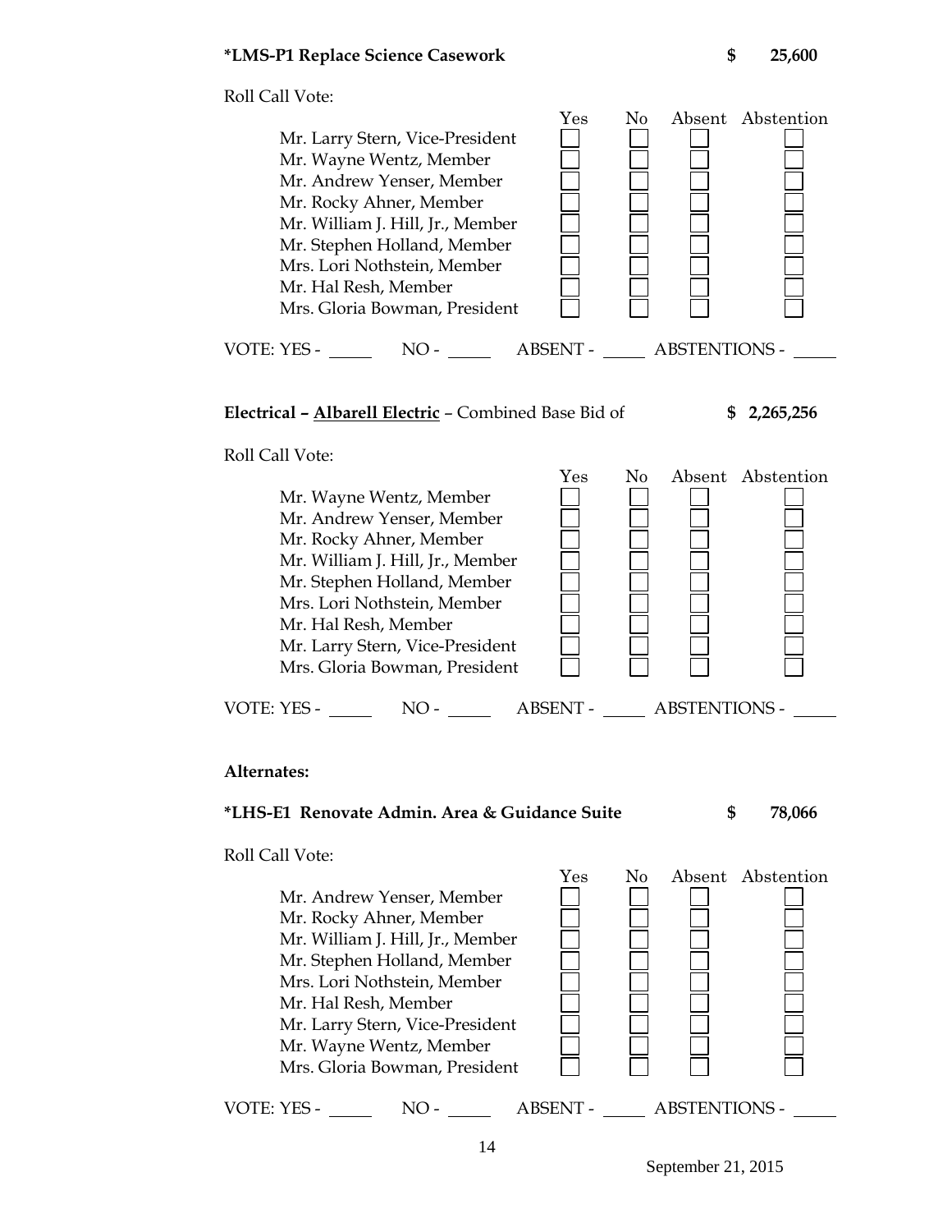**\*LMS-P1 Replace Science Casework** **$ 25,600**

Roll Call Vote:

| | Yes | No | Absent | Abstention |
|---|---|---|---|---|
| Mr. Larry Stern, Vice-President | ☐ | ☐ | ☐ | ☐ |
| Mr. Wayne Wentz, Member | ☐ | ☐ | ☐ | ☐ |
| Mr. Andrew Yenser, Member | ☐ | ☐ | ☐ | ☐ |
| Mr. Rocky Ahner, Member | ☐ | ☐ | ☐ | ☐ |
| Mr. William J. Hill, Jr., Member | ☐ | ☐ | ☐ | ☐ |
| Mr. Stephen Holland, Member | ☐ | ☐ | ☐ | ☐ |
| Mrs. Lori Nothstein, Member | ☐ | ☐ | ☐ | ☐ |
| Mr. Hal Resh, Member | ☐ | ☐ | ☐ | ☐ |
| Mrs. Gloria Bowman, President | ☐ | ☐ | ☐ | ☐ |

VOTE: YES - _____ NO - _____ ABSENT - _____ ABSTENTIONS - _____

**Electrical – <u>Albarell Electric</u>** – Combined Base Bid of **$ 2,265,256**

Roll Call Vote:

| | Yes | No | Absent | Abstention |
|---|---|---|---|---|
| Mr. Wayne Wentz, Member | ☐ | ☐ | ☐ | ☐ |
| Mr. Andrew Yenser, Member | ☐ | ☐ | ☐ | ☐ |
| Mr. Rocky Ahner, Member | ☐ | ☐ | ☐ | ☐ |
| Mr. William J. Hill, Jr., Member | ☐ | ☐ | ☐ | ☐ |
| Mr. Stephen Holland, Member | ☐ | ☐ | ☐ | ☐ |
| Mrs. Lori Nothstein, Member | ☐ | ☐ | ☐ | ☐ |
| Mr. Hal Resh, Member | ☐ | ☐ | ☐ | ☐ |
| Mr. Larry Stern, Vice-President | ☐ | ☐ | ☐ | ☐ |
| Mrs. Gloria Bowman, President | ☐ | ☐ | ☐ | ☐ |

VOTE: YES - _____ NO - _____ ABSENT - _____ ABSTENTIONS - _____

**Alternates:**

**\*LHS-E1 Renovate Admin. Area & Guidance Suite** **$ 78,066**

Roll Call Vote:

| | Yes | No | Absent | Abstention |
|---|---|---|---|---|
| Mr. Andrew Yenser, Member | ☐ | ☐ | ☐ | ☐ |
| Mr. Rocky Ahner, Member | ☐ | ☐ | ☐ | ☐ |
| Mr. William J. Hill, Jr., Member | ☐ | ☐ | ☐ | ☐ |
| Mr. Stephen Holland, Member | ☐ | ☐ | ☐ | ☐ |
| Mrs. Lori Nothstein, Member | ☐ | ☐ | ☐ | ☐ |
| Mr. Hal Resh, Member | ☐ | ☐ | ☐ | ☐ |
| Mr. Larry Stern, Vice-President | ☐ | ☐ | ☐ | ☐ |
| Mr. Wayne Wentz, Member | ☐ | ☐ | ☐ | ☐ |
| Mrs. Gloria Bowman, President | ☐ | ☐ | ☐ | ☐ |

VOTE: YES - _____ NO - _____ ABSENT - _____ ABSTENTIONS - _____

September 21, 2015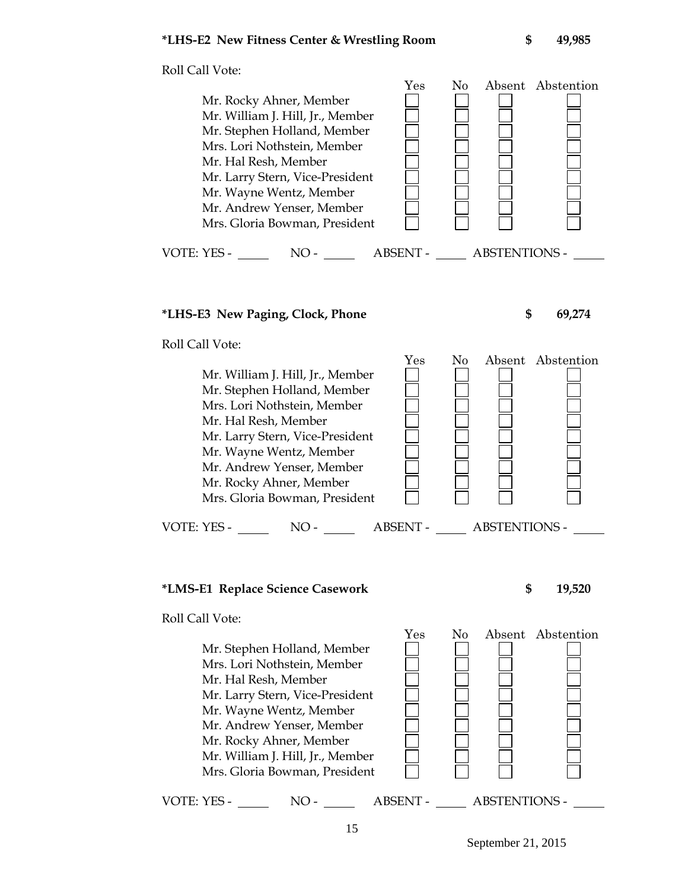**\*LHS-E2 New Fitness Center & Wrestling Room** **$ 49,985**

Roll Call Vote:

| | Yes | No | Absent | Abstention |
|---|---|---|---|---|
| Mr. Rocky Ahner, Member | ☐ | ☐ | ☐ | ☐ |
| Mr. William J. Hill, Jr., Member | ☐ | ☐ | ☐ | ☐ |
| Mr. Stephen Holland, Member | ☐ | ☐ | ☐ | ☐ |
| Mrs. Lori Nothstein, Member | ☐ | ☐ | ☐ | ☐ |
| Mr. Hal Resh, Member | ☐ | ☐ | ☐ | ☐ |
| Mr. Larry Stern, Vice-President | ☐ | ☐ | ☐ | ☐ |
| Mr. Wayne Wentz, Member | ☐ | ☐ | ☐ | ☐ |
| Mr. Andrew Yenser, Member | ☐ | ☐ | ☐ | ☐ |
| Mrs. Gloria Bowman, President | ☐ | ☐ | ☐ | ☐ |

VOTE: YES - _____ NO - _____ ABSENT - _____ ABSTENTIONS - _____

**\*LHS-E3 New Paging, Clock, Phone** **$ 69,274**

Roll Call Vote:

| | Yes | No | Absent | Abstention |
|---|---|---|---|---|
| Mr. William J. Hill, Jr., Member | ☐ | ☐ | ☐ | ☐ |
| Mr. Stephen Holland, Member | ☐ | ☐ | ☐ | ☐ |
| Mrs. Lori Nothstein, Member | ☐ | ☐ | ☐ | ☐ |
| Mr. Hal Resh, Member | ☐ | ☐ | ☐ | ☐ |
| Mr. Larry Stern, Vice-President | ☐ | ☐ | ☐ | ☐ |
| Mr. Wayne Wentz, Member | ☐ | ☐ | ☐ | ☐ |
| Mr. Andrew Yenser, Member | ☐ | ☐ | ☐ | ☐ |
| Mr. Rocky Ahner, Member | ☐ | ☐ | ☐ | ☐ |
| Mrs. Gloria Bowman, President | ☐ | ☐ | ☐ | ☐ |

VOTE: YES - _____ NO - _____ ABSENT - _____ ABSTENTIONS - _____

**\*LMS-E1 Replace Science Casework** **$ 19,520**

Roll Call Vote:

| | Yes | No | Absent | Abstention |
|---|---|---|---|---|
| Mr. Stephen Holland, Member | ☐ | ☐ | ☐ | ☐ |
| Mrs. Lori Nothstein, Member | ☐ | ☐ | ☐ | ☐ |
| Mr. Hal Resh, Member | ☐ | ☐ | ☐ | ☐ |
| Mr. Larry Stern, Vice-President | ☐ | ☐ | ☐ | ☐ |
| Mr. Wayne Wentz, Member | ☐ | ☐ | ☐ | ☐ |
| Mr. Andrew Yenser, Member | ☐ | ☐ | ☐ | ☐ |
| Mr. Rocky Ahner, Member | ☐ | ☐ | ☐ | ☐ |
| Mr. William J. Hill, Jr., Member | ☐ | ☐ | ☐ | ☐ |
| Mrs. Gloria Bowman, President | ☐ | ☐ | ☐ | ☐ |

VOTE: YES - _____ NO - _____ ABSENT - _____ ABSTENTIONS - _____

September 21, 2015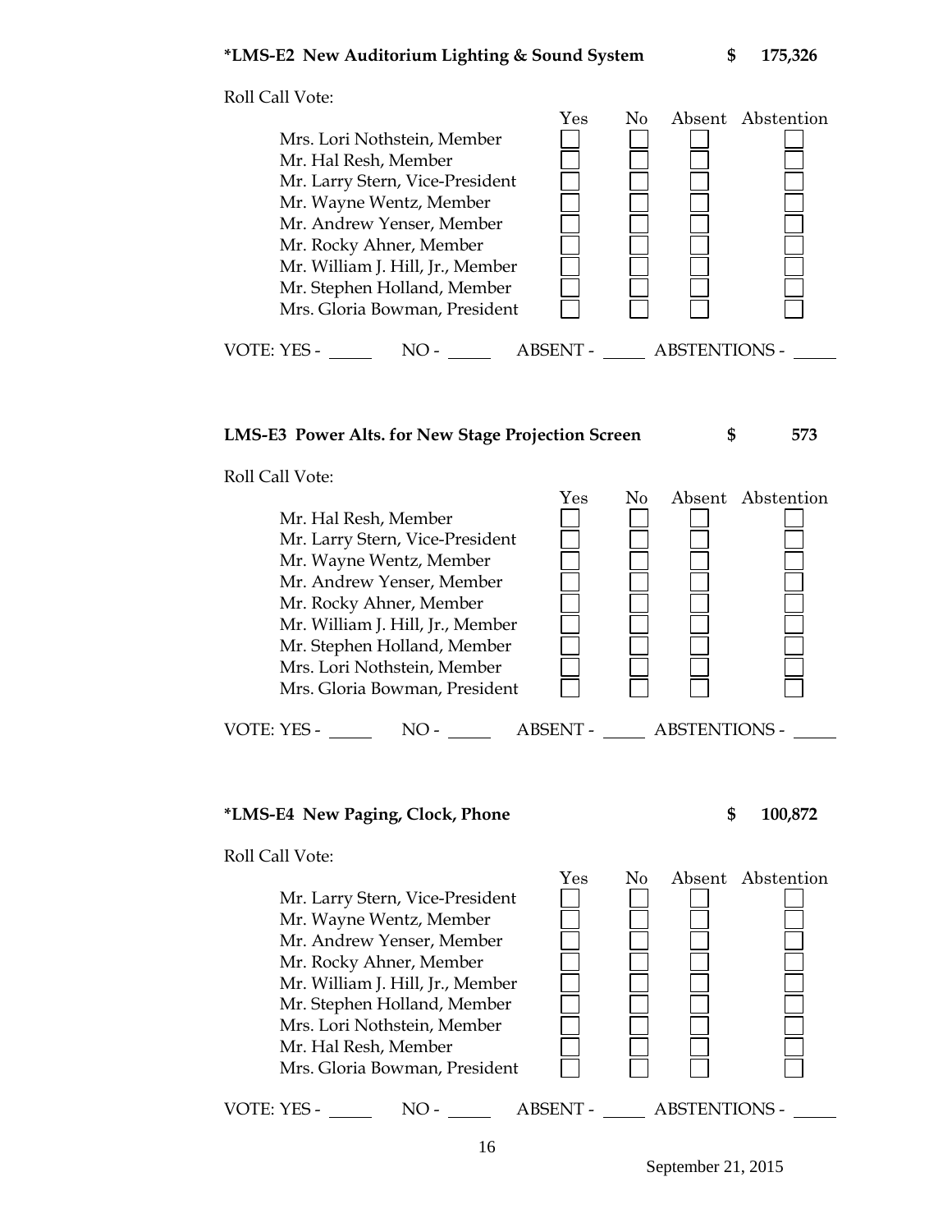**\*LMS-E2 New Auditorium Lighting & Sound System** **$ 175,326**

Roll Call Vote:

| | Yes | No | Absent | Abstention |
|---|---|---|---|---|
| Mrs. Lori Nothstein, Member | ☐ | ☐ | ☐ | ☐ |
| Mr. Hal Resh, Member | ☐ | ☐ | ☐ | ☐ |
| Mr. Larry Stern, Vice-President | ☐ | ☐ | ☐ | ☐ |
| Mr. Wayne Wentz, Member | ☐ | ☐ | ☐ | ☐ |
| Mr. Andrew Yenser, Member | ☐ | ☐ | ☐ | ☐ |
| Mr. Rocky Ahner, Member | ☐ | ☐ | ☐ | ☐ |
| Mr. William J. Hill, Jr., Member | ☐ | ☐ | ☐ | ☐ |
| Mr. Stephen Holland, Member | ☐ | ☐ | ☐ | ☐ |
| Mrs. Gloria Bowman, President | ☐ | ☐ | ☐ | ☐ |

VOTE: YES - _____ NO - _____ ABSENT - _____ ABSTENTIONS - _____

**LMS-E3 Power Alts. for New Stage Projection Screen** **$ 573**

Roll Call Vote:

| | Yes | No | Absent | Abstention |
|---|---|---|---|---|
| Mr. Hal Resh, Member | ☐ | ☐ | ☐ | ☐ |
| Mr. Larry Stern, Vice-President | ☐ | ☐ | ☐ | ☐ |
| Mr. Wayne Wentz, Member | ☐ | ☐ | ☐ | ☐ |
| Mr. Andrew Yenser, Member | ☐ | ☐ | ☐ | ☐ |
| Mr. Rocky Ahner, Member | ☐ | ☐ | ☐ | ☐ |
| Mr. William J. Hill, Jr., Member | ☐ | ☐ | ☐ | ☐ |
| Mr. Stephen Holland, Member | ☐ | ☐ | ☐ | ☐ |
| Mrs. Lori Nothstein, Member | ☐ | ☐ | ☐ | ☐ |
| Mrs. Gloria Bowman, President | ☐ | ☐ | ☐ | ☐ |

VOTE: YES - _____ NO - _____ ABSENT - _____ ABSTENTIONS - _____

**\*LMS-E4 New Paging, Clock, Phone** **$ 100,872**

Roll Call Vote:

| | Yes | No | Absent | Abstention |
|---|---|---|---|---|
| Mr. Larry Stern, Vice-President | ☐ | ☐ | ☐ | ☐ |
| Mr. Wayne Wentz, Member | ☐ | ☐ | ☐ | ☐ |
| Mr. Andrew Yenser, Member | ☐ | ☐ | ☐ | ☐ |
| Mr. Rocky Ahner, Member | ☐ | ☐ | ☐ | ☐ |
| Mr. William J. Hill, Jr., Member | ☐ | ☐ | ☐ | ☐ |
| Mr. Stephen Holland, Member | ☐ | ☐ | ☐ | ☐ |
| Mrs. Lori Nothstein, Member | ☐ | ☐ | ☐ | ☐ |
| Mr. Hal Resh, Member | ☐ | ☐ | ☐ | ☐ |
| Mrs. Gloria Bowman, President | ☐ | ☐ | ☐ | ☐ |

VOTE: YES - _____ NO - _____ ABSENT - _____ ABSTENTIONS - _____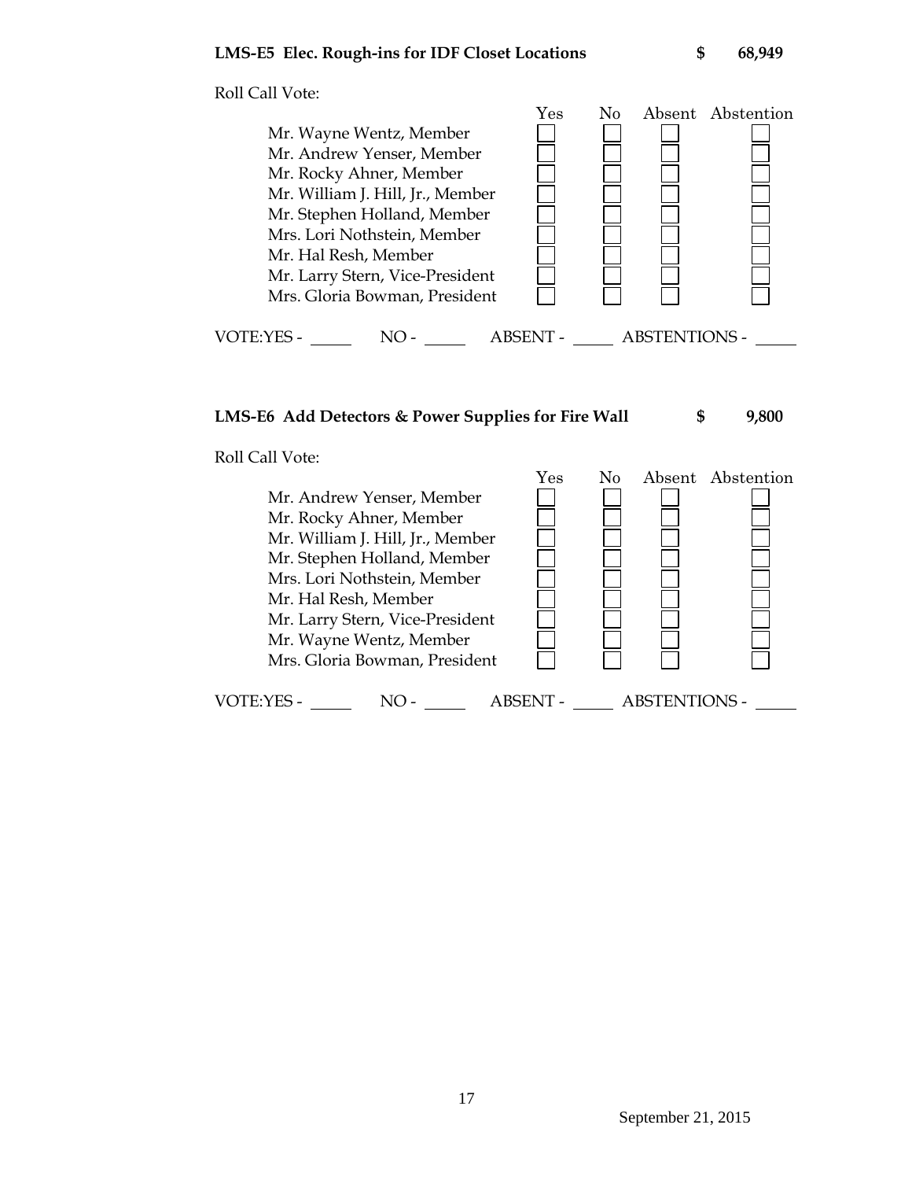**LMS-E5 Elec. Rough-ins for IDF Closet Locations $ 68,949**

Roll Call Vote:

| | Yes | No | Absent | Abstention |
|---|---|---|---|---|
| Mr. Wayne Wentz, Member | ☐ | ☐ | ☐ | ☐ |
| Mr. Andrew Yenser, Member | ☐ | ☐ | ☐ | ☐ |
| Mr. Rocky Ahner, Member | ☐ | ☐ | ☐ | ☐ |
| Mr. William J. Hill, Jr., Member | ☐ | ☐ | ☐ | ☐ |
| Mr. Stephen Holland, Member | ☐ | ☐ | ☐ | ☐ |
| Mrs. Lori Nothstein, Member | ☐ | ☐ | ☐ | ☐ |
| Mr. Hal Resh, Member | ☐ | ☐ | ☐ | ☐ |
| Mr. Larry Stern, Vice-President | ☐ | ☐ | ☐ | ☐ |
| Mrs. Gloria Bowman, President | ☐ | ☐ | ☐ | ☐ |

VOTE:YES - _____ NO - _____ ABSENT - _____ ABSTENTIONS - _____

**LMS-E6 Add Detectors & Power Supplies for Fire Wall $ 9,800**

Roll Call Vote:

| | Yes | No | Absent | Abstention |
|---|---|---|---|---|
| Mr. Andrew Yenser, Member | ☐ | ☐ | ☐ | ☐ |
| Mr. Rocky Ahner, Member | ☐ | ☐ | ☐ | ☐ |
| Mr. William J. Hill, Jr., Member | ☐ | ☐ | ☐ | ☐ |
| Mr. Stephen Holland, Member | ☐ | ☐ | ☐ | ☐ |
| Mrs. Lori Nothstein, Member | ☐ | ☐ | ☐ | ☐ |
| Mr. Hal Resh, Member | ☐ | ☐ | ☐ | ☐ |
| Mr. Larry Stern, Vice-President | ☐ | ☐ | ☐ | ☐ |
| Mr. Wayne Wentz, Member | ☐ | ☐ | ☐ | ☐ |
| Mrs. Gloria Bowman, President | ☐ | ☐ | ☐ | ☐ |

VOTE:YES - _____ NO - _____ ABSENT - _____ ABSTENTIONS - _____

September 21, 2015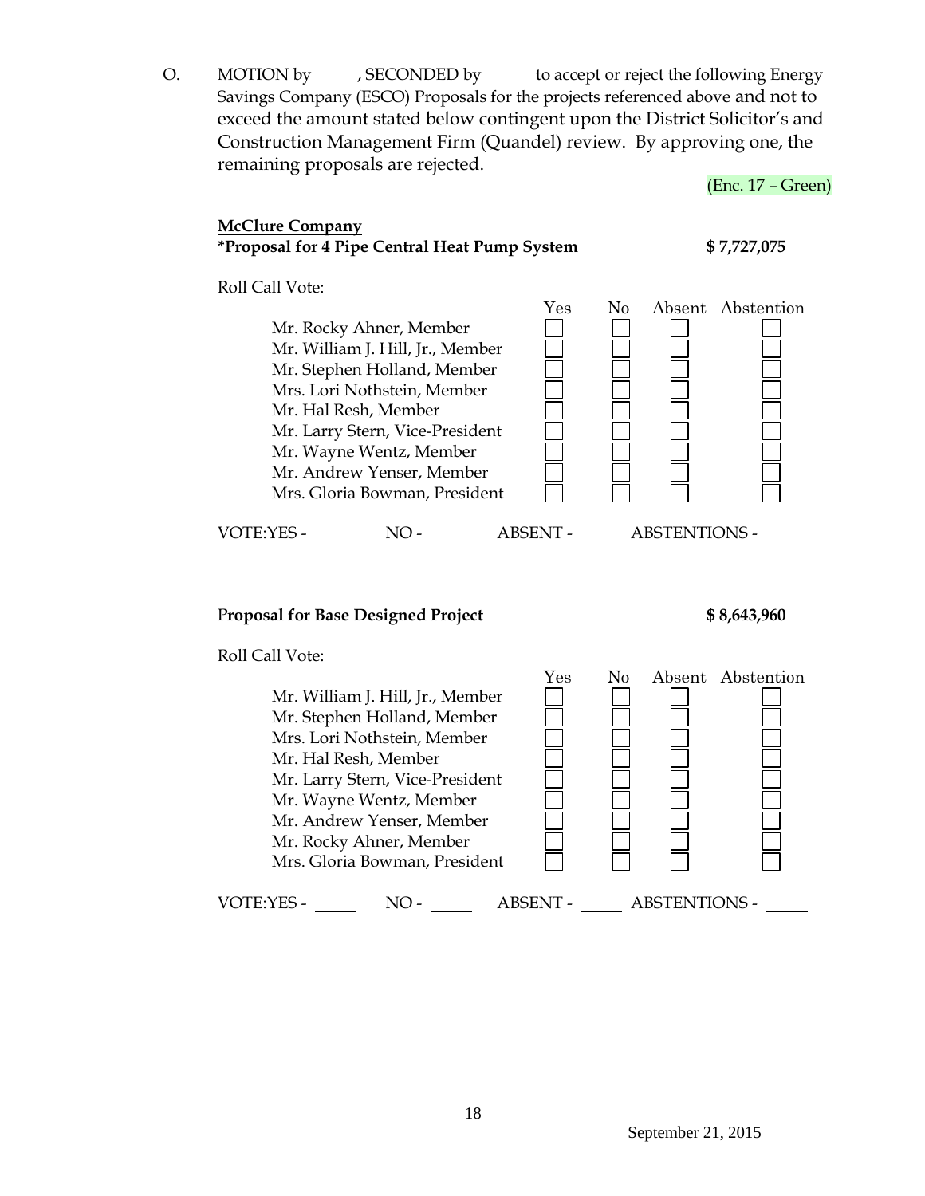O. MOTION by , SECONDED by to accept or reject the following Energy Savings Company (ESCO) Proposals for the projects referenced above and not to exceed the amount stated below contingent upon the District Solicitor's and Construction Management Firm (Quandel) review. By approving one, the remaining proposals are rejected.

(Enc. 17 – Green)

**McClure Company**

***Proposal for 4 Pipe Central Heat Pump System** **$ 7,727,075**

Roll Call Vote:

| | Yes | No | Absent | Abstention |
|---|---|---|---|---|
| Mr. Rocky Ahner, Member | ☐ | ☐ | ☐ | ☐ |
| Mr. William J. Hill, Jr., Member | ☐ | ☐ | ☐ | ☐ |
| Mr. Stephen Holland, Member | ☐ | ☐ | ☐ | ☐ |
| Mrs. Lori Nothstein, Member | ☐ | ☐ | ☐ | ☐ |
| Mr. Hal Resh, Member | ☐ | ☐ | ☐ | ☐ |
| Mr. Larry Stern, Vice-President | ☐ | ☐ | ☐ | ☐ |
| Mr. Wayne Wentz, Member | ☐ | ☐ | ☐ | ☐ |
| Mr. Andrew Yenser, Member | ☐ | ☐ | ☐ | ☐ |
| Mrs. Gloria Bowman, President | ☐ | ☐ | ☐ | ☐ |

VOTE:YES - _____ NO - _____ ABSENT - _____ ABSTENTIONS - _____

**Proposal for Base Designed Project** **$ 8,643,960**

Roll Call Vote:

| | Yes | No | Absent | Abstention |
|---|---|---|---|---|
| Mr. William J. Hill, Jr., Member | ☐ | ☐ | ☐ | ☐ |
| Mr. Stephen Holland, Member | ☐ | ☐ | ☐ | ☐ |
| Mrs. Lori Nothstein, Member | ☐ | ☐ | ☐ | ☐ |
| Mr. Hal Resh, Member | ☐ | ☐ | ☐ | ☐ |
| Mr. Larry Stern, Vice-President | ☐ | ☐ | ☐ | ☐ |
| Mr. Wayne Wentz, Member | ☐ | ☐ | ☐ | ☐ |
| Mr. Andrew Yenser, Member | ☐ | ☐ | ☐ | ☐ |
| Mr. Rocky Ahner, Member | ☐ | ☐ | ☐ | ☐ |
| Mrs. Gloria Bowman, President | ☐ | ☐ | ☐ | ☐ |

VOTE:YES - _____ NO - _____ ABSENT - _____ ABSTENTIONS - _____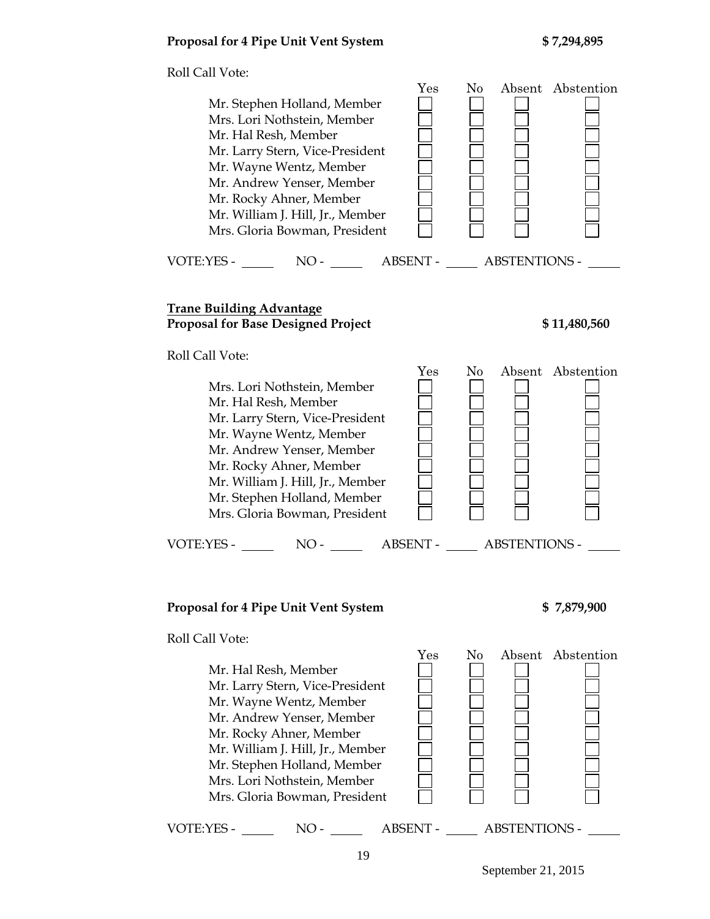**Proposal for 4 Pipe Unit Vent System** **$ 7,294,895**

Roll Call Vote:

| | Yes | No | Absent | Abstention |
|---|---|---|---|---|
| Mr. Stephen Holland, Member | ☐ | ☐ | ☐ | ☐ |
| Mrs. Lori Nothstein, Member | ☐ | ☐ | ☐ | ☐ |
| Mr. Hal Resh, Member | ☐ | ☐ | ☐ | ☐ |
| Mr. Larry Stern, Vice-President | ☐ | ☐ | ☐ | ☐ |
| Mr. Wayne Wentz, Member | ☐ | ☐ | ☐ | ☐ |
| Mr. Andrew Yenser, Member | ☐ | ☐ | ☐ | ☐ |
| Mr. Rocky Ahner, Member | ☐ | ☐ | ☐ | ☐ |
| Mr. William J. Hill, Jr., Member | ☐ | ☐ | ☐ | ☐ |
| Mrs. Gloria Bowman, President | ☐ | ☐ | ☐ | ☐ |

VOTE:YES - _____ NO - _____ ABSENT - _____ ABSTENTIONS - _____

**Trane Building Advantage**
**Proposal for Base Designed Project** **$ 11,480,560**

Roll Call Vote:

| | Yes | No | Absent | Abstention |
|---|---|---|---|---|
| Mrs. Lori Nothstein, Member | ☐ | ☐ | ☐ | ☐ |
| Mr. Hal Resh, Member | ☐ | ☐ | ☐ | ☐ |
| Mr. Larry Stern, Vice-President | ☐ | ☐ | ☐ | ☐ |
| Mr. Wayne Wentz, Member | ☐ | ☐ | ☐ | ☐ |
| Mr. Andrew Yenser, Member | ☐ | ☐ | ☐ | ☐ |
| Mr. Rocky Ahner, Member | ☐ | ☐ | ☐ | ☐ |
| Mr. William J. Hill, Jr., Member | ☐ | ☐ | ☐ | ☐ |
| Mr. Stephen Holland, Member | ☐ | ☐ | ☐ | ☐ |
| Mrs. Gloria Bowman, President | ☐ | ☐ | ☐ | ☐ |

VOTE:YES - _____ NO - _____ ABSENT - _____ ABSTENTIONS - _____

**Proposal for 4 Pipe Unit Vent System** **$ 7,879,900**

Roll Call Vote:

| | Yes | No | Absent | Abstention |
|---|---|---|---|---|
| Mr. Hal Resh, Member | ☐ | ☐ | ☐ | ☐ |
| Mr. Larry Stern, Vice-President | ☐ | ☐ | ☐ | ☐ |
| Mr. Wayne Wentz, Member | ☐ | ☐ | ☐ | ☐ |
| Mr. Andrew Yenser, Member | ☐ | ☐ | ☐ | ☐ |
| Mr. Rocky Ahner, Member | ☐ | ☐ | ☐ | ☐ |
| Mr. William J. Hill, Jr., Member | ☐ | ☐ | ☐ | ☐ |
| Mr. Stephen Holland, Member | ☐ | ☐ | ☐ | ☐ |
| Mrs. Lori Nothstein, Member | ☐ | ☐ | ☐ | ☐ |
| Mrs. Gloria Bowman, President | ☐ | ☐ | ☐ | ☐ |

VOTE:YES - _____ NO - _____ ABSENT - _____ ABSTENTIONS - _____

September 21, 2015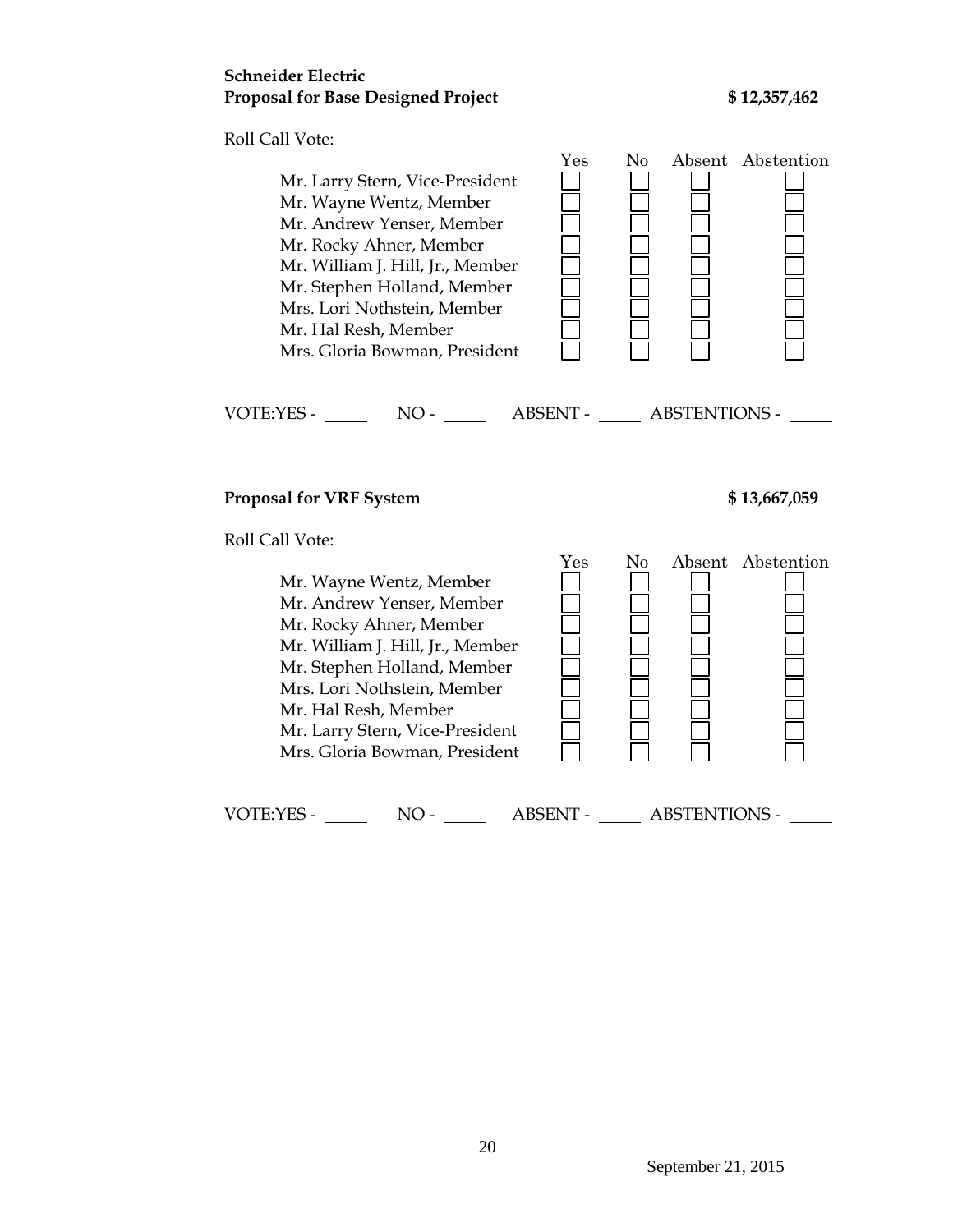**<u>Schneider Electric</u>**

**Proposal for Base Designed Project** **$ 12,357,462**

Roll Call Vote:

| | Yes | No | Absent | Abstention |
|---|---|---|---|---|
| Mr. Larry Stern, Vice-President | ☐ | ☐ | ☐ | ☐ |
| Mr. Wayne Wentz, Member | ☐ | ☐ | ☐ | ☐ |
| Mr. Andrew Yenser, Member | ☐ | ☐ | ☐ | ☐ |
| Mr. Rocky Ahner, Member | ☐ | ☐ | ☐ | ☐ |
| Mr. William J. Hill, Jr., Member | ☐ | ☐ | ☐ | ☐ |
| Mr. Stephen Holland, Member | ☐ | ☐ | ☐ | ☐ |
| Mrs. Lori Nothstein, Member | ☐ | ☐ | ☐ | ☐ |
| Mr. Hal Resh, Member | ☐ | ☐ | ☐ | ☐ |
| Mrs. Gloria Bowman, President | ☐ | ☐ | ☐ | ☐ |

VOTE:YES - _____ NO - _____ ABSENT - _____ ABSTENTIONS - _____

**Proposal for VRF System** **$ 13,667,059**

Roll Call Vote:

| | Yes | No | Absent | Abstention |
|---|---|---|---|---|
| Mr. Wayne Wentz, Member | ☐ | ☐ | ☐ | ☐ |
| Mr. Andrew Yenser, Member | ☐ | ☐ | ☐ | ☐ |
| Mr. Rocky Ahner, Member | ☐ | ☐ | ☐ | ☐ |
| Mr. William J. Hill, Jr., Member | ☐ | ☐ | ☐ | ☐ |
| Mr. Stephen Holland, Member | ☐ | ☐ | ☐ | ☐ |
| Mrs. Lori Nothstein, Member | ☐ | ☐ | ☐ | ☐ |
| Mr. Hal Resh, Member | ☐ | ☐ | ☐ | ☐ |
| Mr. Larry Stern, Vice-President | ☐ | ☐ | ☐ | ☐ |
| Mrs. Gloria Bowman, President | ☐ | ☐ | ☐ | ☐ |

VOTE:YES - _____ NO - _____ ABSENT - _____ ABSTENTIONS - _____

September 21, 2015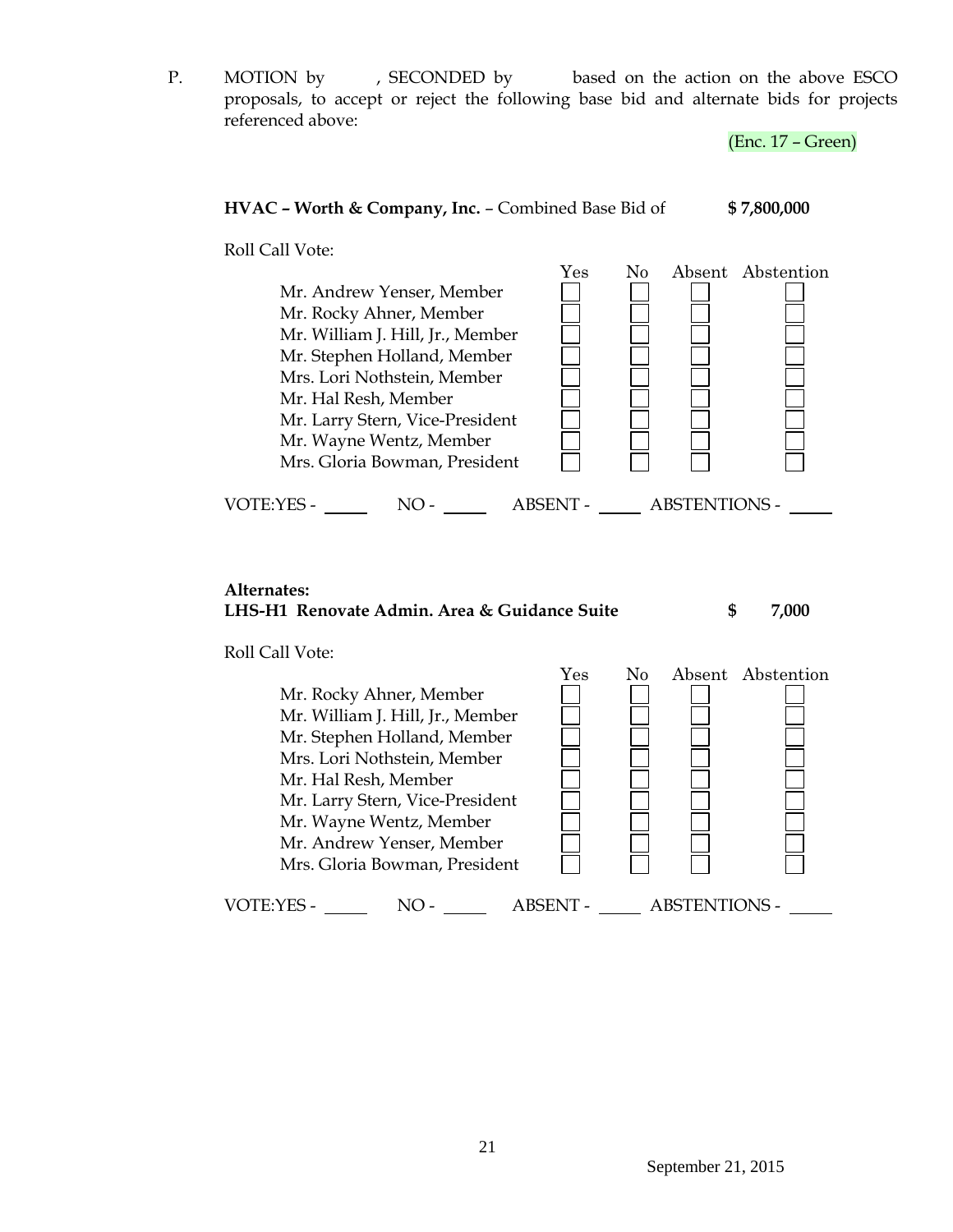P. MOTION by , SECONDED by based on the action on the above ESCO proposals, to accept or reject the following base bid and alternate bids for projects referenced above:

(Enc. 17 – Green)

**HVAC – Worth & Company, Inc.** – Combined Base Bid of **$ 7,800,000**

Roll Call Vote:

| | Yes | No | Absent | Abstention |
|---|---|---|---|---|
| Mr. Andrew Yenser, Member | ☐ | ☐ | ☐ | ☐ |
| Mr. Rocky Ahner, Member | ☐ | ☐ | ☐ | ☐ |
| Mr. William J. Hill, Jr., Member | ☐ | ☐ | ☐ | ☐ |
| Mr. Stephen Holland, Member | ☐ | ☐ | ☐ | ☐ |
| Mrs. Lori Nothstein, Member | ☐ | ☐ | ☐ | ☐ |
| Mr. Hal Resh, Member | ☐ | ☐ | ☐ | ☐ |
| Mr. Larry Stern, Vice-President | ☐ | ☐ | ☐ | ☐ |
| Mr. Wayne Wentz, Member | ☐ | ☐ | ☐ | ☐ |
| Mrs. Gloria Bowman, President | ☐ | ☐ | ☐ | ☐ |

VOTE:YES - _____ NO - _____ ABSENT - _____ ABSTENTIONS - _____

**Alternates:**
**LHS-H1 Renovate Admin. Area & Guidance Suite** **$ 7,000**

Roll Call Vote:

| | Yes | No | Absent | Abstention |
|---|---|---|---|---|
| Mr. Rocky Ahner, Member | ☐ | ☐ | ☐ | ☐ |
| Mr. William J. Hill, Jr., Member | ☐ | ☐ | ☐ | ☐ |
| Mr. Stephen Holland, Member | ☐ | ☐ | ☐ | ☐ |
| Mrs. Lori Nothstein, Member | ☐ | ☐ | ☐ | ☐ |
| Mr. Hal Resh, Member | ☐ | ☐ | ☐ | ☐ |
| Mr. Larry Stern, Vice-President | ☐ | ☐ | ☐ | ☐ |
| Mr. Wayne Wentz, Member | ☐ | ☐ | ☐ | ☐ |
| Mr. Andrew Yenser, Member | ☐ | ☐ | ☐ | ☐ |
| Mrs. Gloria Bowman, President | ☐ | ☐ | ☐ | ☐ |

VOTE:YES - _____ NO - _____ ABSENT - _____ ABSTENTIONS - _____

September 21, 2015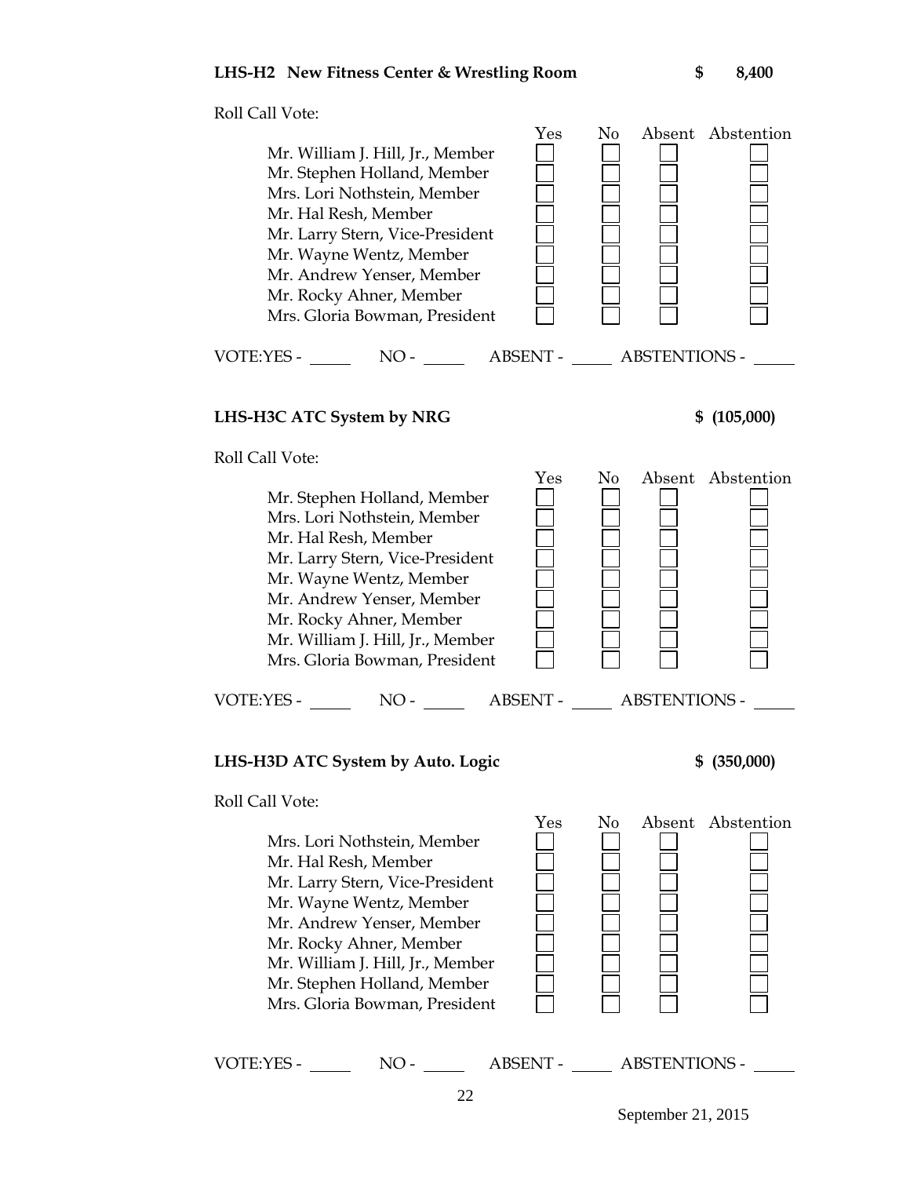**LHS-H2 New Fitness Center & Wrestling Room** **$ 8,400**

Roll Call Vote:

| | Yes | No | Absent | Abstention |
|---|---|---|---|---|
| Mr. William J. Hill, Jr., Member | ☐ | ☐ | ☐ | ☐ |
| Mr. Stephen Holland, Member | ☐ | ☐ | ☐ | ☐ |
| Mrs. Lori Nothstein, Member | ☐ | ☐ | ☐ | ☐ |
| Mr. Hal Resh, Member | ☐ | ☐ | ☐ | ☐ |
| Mr. Larry Stern, Vice-President | ☐ | ☐ | ☐ | ☐ |
| Mr. Wayne Wentz, Member | ☐ | ☐ | ☐ | ☐ |
| Mr. Andrew Yenser, Member | ☐ | ☐ | ☐ | ☐ |
| Mr. Rocky Ahner, Member | ☐ | ☐ | ☐ | ☐ |
| Mrs. Gloria Bowman, President | ☐ | ☐ | ☐ | ☐ |

VOTE:YES - _____ NO - _____ ABSENT - _____ ABSTENTIONS - _____

**LHS-H3C ATC System by NRG** **$ (105,000)**

Roll Call Vote:

| | Yes | No | Absent | Abstention |
|---|---|---|---|---|
| Mr. Stephen Holland, Member | ☐ | ☐ | ☐ | ☐ |
| Mrs. Lori Nothstein, Member | ☐ | ☐ | ☐ | ☐ |
| Mr. Hal Resh, Member | ☐ | ☐ | ☐ | ☐ |
| Mr. Larry Stern, Vice-President | ☐ | ☐ | ☐ | ☐ |
| Mr. Wayne Wentz, Member | ☐ | ☐ | ☐ | ☐ |
| Mr. Andrew Yenser, Member | ☐ | ☐ | ☐ | ☐ |
| Mr. Rocky Ahner, Member | ☐ | ☐ | ☐ | ☐ |
| Mr. William J. Hill, Jr., Member | ☐ | ☐ | ☐ | ☐ |
| Mrs. Gloria Bowman, President | ☐ | ☐ | ☐ | ☐ |

VOTE:YES - _____ NO - _____ ABSENT - _____ ABSTENTIONS - _____

**LHS-H3D ATC System by Auto. Logic** **$ (350,000)**

Roll Call Vote:

| | Yes | No | Absent | Abstention |
|---|---|---|---|---|
| Mrs. Lori Nothstein, Member | ☐ | ☐ | ☐ | ☐ |
| Mr. Hal Resh, Member | ☐ | ☐ | ☐ | ☐ |
| Mr. Larry Stern, Vice-President | ☐ | ☐ | ☐ | ☐ |
| Mr. Wayne Wentz, Member | ☐ | ☐ | ☐ | ☐ |
| Mr. Andrew Yenser, Member | ☐ | ☐ | ☐ | ☐ |
| Mr. Rocky Ahner, Member | ☐ | ☐ | ☐ | ☐ |
| Mr. William J. Hill, Jr., Member | ☐ | ☐ | ☐ | ☐ |
| Mr. Stephen Holland, Member | ☐ | ☐ | ☐ | ☐ |
| Mrs. Gloria Bowman, President | ☐ | ☐ | ☐ | ☐ |

VOTE:YES - _____ NO - _____ ABSENT - _____ ABSTENTIONS - _____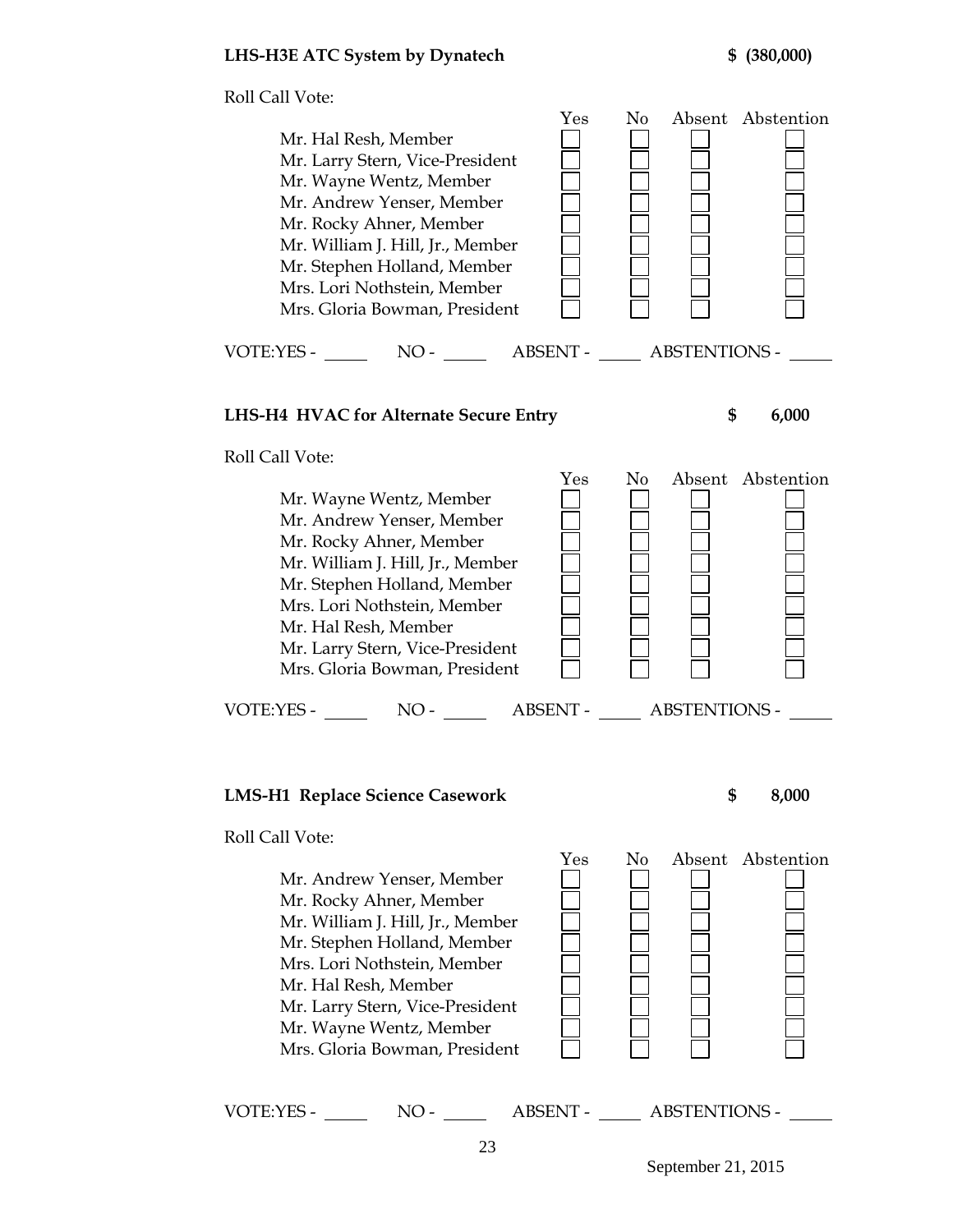**LHS-H3E ATC System by Dynatech** **$ (380,000)**

Roll Call Vote:

| | Yes | No | Absent | Abstention |
|---|---|---|---|---|
| Mr. Hal Resh, Member | ☐ | ☐ | ☐ | ☐ |
| Mr. Larry Stern, Vice-President | ☐ | ☐ | ☐ | ☐ |
| Mr. Wayne Wentz, Member | ☐ | ☐ | ☐ | ☐ |
| Mr. Andrew Yenser, Member | ☐ | ☐ | ☐ | ☐ |
| Mr. Rocky Ahner, Member | ☐ | ☐ | ☐ | ☐ |
| Mr. William J. Hill, Jr., Member | ☐ | ☐ | ☐ | ☐ |
| Mr. Stephen Holland, Member | ☐ | ☐ | ☐ | ☐ |
| Mrs. Lori Nothstein, Member | ☐ | ☐ | ☐ | ☐ |
| Mrs. Gloria Bowman, President | ☐ | ☐ | ☐ | ☐ |

VOTE:YES - _____ NO - _____ ABSENT - _____ ABSTENTIONS - _____

**LHS-H4 HVAC for Alternate Secure Entry** **$ 6,000**

Roll Call Vote:

| | Yes | No | Absent | Abstention |
|---|---|---|---|---|
| Mr. Wayne Wentz, Member | ☐ | ☐ | ☐ | ☐ |
| Mr. Andrew Yenser, Member | ☐ | ☐ | ☐ | ☐ |
| Mr. Rocky Ahner, Member | ☐ | ☐ | ☐ | ☐ |
| Mr. William J. Hill, Jr., Member | ☐ | ☐ | ☐ | ☐ |
| Mr. Stephen Holland, Member | ☐ | ☐ | ☐ | ☐ |
| Mrs. Lori Nothstein, Member | ☐ | ☐ | ☐ | ☐ |
| Mr. Hal Resh, Member | ☐ | ☐ | ☐ | ☐ |
| Mr. Larry Stern, Vice-President | ☐ | ☐ | ☐ | ☐ |
| Mrs. Gloria Bowman, President | ☐ | ☐ | ☐ | ☐ |

VOTE:YES - _____ NO - _____ ABSENT - _____ ABSTENTIONS - _____

**LMS-H1 Replace Science Casework** **$ 8,000**

Roll Call Vote:

| | Yes | No | Absent | Abstention |
|---|---|---|---|---|
| Mr. Andrew Yenser, Member | ☐ | ☐ | ☐ | ☐ |
| Mr. Rocky Ahner, Member | ☐ | ☐ | ☐ | ☐ |
| Mr. William J. Hill, Jr., Member | ☐ | ☐ | ☐ | ☐ |
| Mr. Stephen Holland, Member | ☐ | ☐ | ☐ | ☐ |
| Mrs. Lori Nothstein, Member | ☐ | ☐ | ☐ | ☐ |
| Mr. Hal Resh, Member | ☐ | ☐ | ☐ | ☐ |
| Mr. Larry Stern, Vice-President | ☐ | ☐ | ☐ | ☐ |
| Mr. Wayne Wentz, Member | ☐ | ☐ | ☐ | ☐ |
| Mrs. Gloria Bowman, President | ☐ | ☐ | ☐ | ☐ |

VOTE:YES - _____ NO - _____ ABSENT - _____ ABSTENTIONS - _____

September 21, 2015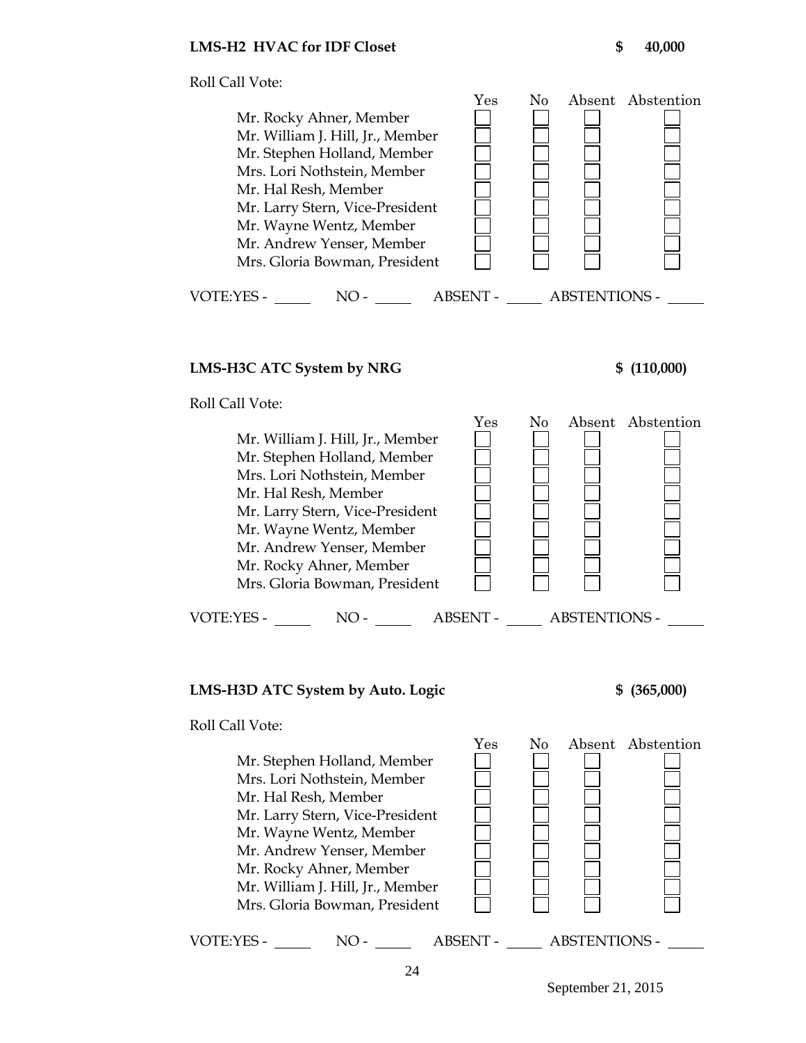**LMS-H2 HVAC for IDF Closet** **$ 40,000**

Roll Call Vote:

| | Yes | No | Absent | Abstention |
|---|---|---|---|---|
| Mr. Rocky Ahner, Member | ☐ | ☐ | ☐ | ☐ |
| Mr. William J. Hill, Jr., Member | ☐ | ☐ | ☐ | ☐ |
| Mr. Stephen Holland, Member | ☐ | ☐ | ☐ | ☐ |
| Mrs. Lori Nothstein, Member | ☐ | ☐ | ☐ | ☐ |
| Mr. Hal Resh, Member | ☐ | ☐ | ☐ | ☐ |
| Mr. Larry Stern, Vice-President | ☐ | ☐ | ☐ | ☐ |
| Mr. Wayne Wentz, Member | ☐ | ☐ | ☐ | ☐ |
| Mr. Andrew Yenser, Member | ☐ | ☐ | ☐ | ☐ |
| Mrs. Gloria Bowman, President | ☐ | ☐ | ☐ | ☐ |

VOTE:YES - _____ NO - _____ ABSENT - _____ ABSTENTIONS - _____

**LMS-H3C ATC System by NRG** **$ (110,000)**

Roll Call Vote:

| | Yes | No | Absent | Abstention |
|---|---|---|---|---|
| Mr. William J. Hill, Jr., Member | ☐ | ☐ | ☐ | ☐ |
| Mr. Stephen Holland, Member | ☐ | ☐ | ☐ | ☐ |
| Mrs. Lori Nothstein, Member | ☐ | ☐ | ☐ | ☐ |
| Mr. Hal Resh, Member | ☐ | ☐ | ☐ | ☐ |
| Mr. Larry Stern, Vice-President | ☐ | ☐ | ☐ | ☐ |
| Mr. Wayne Wentz, Member | ☐ | ☐ | ☐ | ☐ |
| Mr. Andrew Yenser, Member | ☐ | ☐ | ☐ | ☐ |
| Mr. Rocky Ahner, Member | ☐ | ☐ | ☐ | ☐ |
| Mrs. Gloria Bowman, President | ☐ | ☐ | ☐ | ☐ |

VOTE:YES - _____ NO - _____ ABSENT - _____ ABSTENTIONS - _____

**LMS-H3D ATC System by Auto. Logic** **$ (365,000)**

Roll Call Vote:

| | Yes | No | Absent | Abstention |
|---|---|---|---|---|
| Mr. Stephen Holland, Member | ☐ | ☐ | ☐ | ☐ |
| Mrs. Lori Nothstein, Member | ☐ | ☐ | ☐ | ☐ |
| Mr. Hal Resh, Member | ☐ | ☐ | ☐ | ☐ |
| Mr. Larry Stern, Vice-President | ☐ | ☐ | ☐ | ☐ |
| Mr. Wayne Wentz, Member | ☐ | ☐ | ☐ | ☐ |
| Mr. Andrew Yenser, Member | ☐ | ☐ | ☐ | ☐ |
| Mr. Rocky Ahner, Member | ☐ | ☐ | ☐ | ☐ |
| Mr. William J. Hill, Jr., Member | ☐ | ☐ | ☐ | ☐ |
| Mrs. Gloria Bowman, President | ☐ | ☐ | ☐ | ☐ |

VOTE:YES - _____ NO - _____ ABSENT - _____ ABSTENTIONS - _____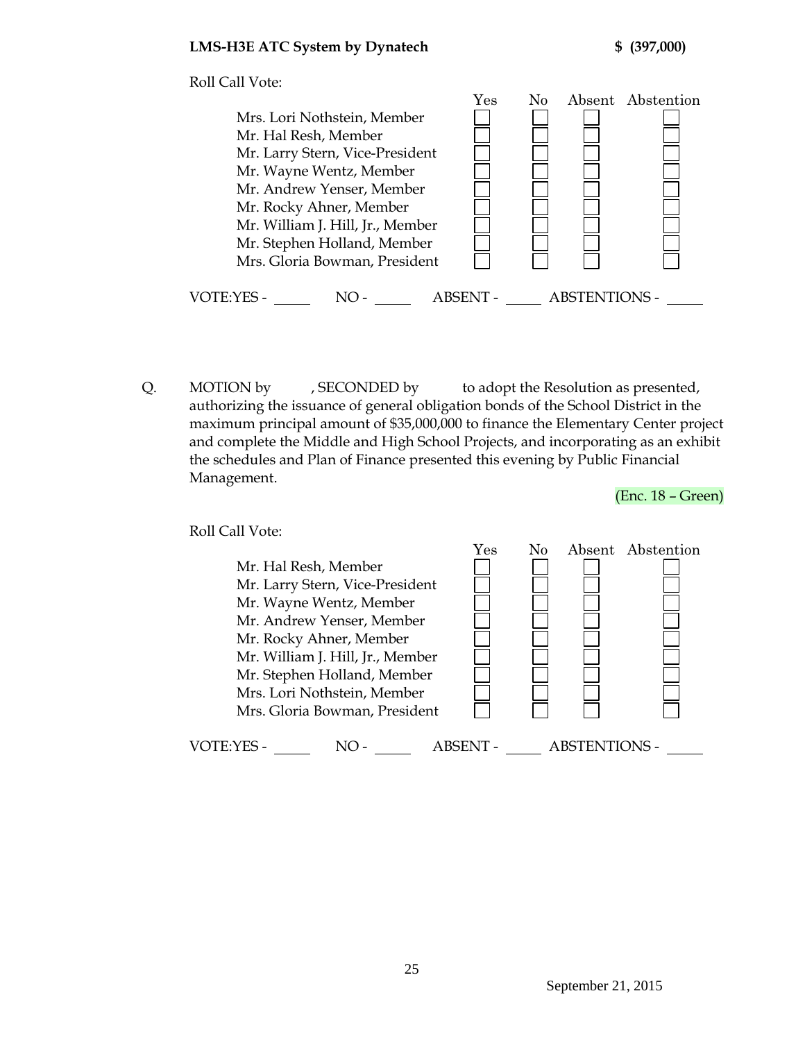**LMS-H3E ATC System by Dynatech** **$ (397,000)**

Roll Call Vote:

| | Yes | No | Absent | Abstention |
|---|---|---|---|---|
| Mrs. Lori Nothstein, Member | ☐ | ☐ | ☐ | ☐ |
| Mr. Hal Resh, Member | ☐ | ☐ | ☐ | ☐ |
| Mr. Larry Stern, Vice-President | ☐ | ☐ | ☐ | ☐ |
| Mr. Wayne Wentz, Member | ☐ | ☐ | ☐ | ☐ |
| Mr. Andrew Yenser, Member | ☐ | ☐ | ☐ | ☐ |
| Mr. Rocky Ahner, Member | ☐ | ☐ | ☐ | ☐ |
| Mr. William J. Hill, Jr., Member | ☐ | ☐ | ☐ | ☐ |
| Mr. Stephen Holland, Member | ☐ | ☐ | ☐ | ☐ |
| Mrs. Gloria Bowman, President | ☐ | ☐ | ☐ | ☐ |

VOTE:YES - _____ NO - _____ ABSENT - _____ ABSTENTIONS - _____

Q. MOTION by , SECONDED by to adopt the Resolution as presented, authorizing the issuance of general obligation bonds of the School District in the maximum principal amount of $35,000,000 to finance the Elementary Center project and complete the Middle and High School Projects, and incorporating as an exhibit the schedules and Plan of Finance presented this evening by Public Financial Management.

(Enc. 18 – Green)

Roll Call Vote:

| | Yes | No | Absent | Abstention |
|---|---|---|---|---|
| Mr. Hal Resh, Member | ☐ | ☐ | ☐ | ☐ |
| Mr. Larry Stern, Vice-President | ☐ | ☐ | ☐ | ☐ |
| Mr. Wayne Wentz, Member | ☐ | ☐ | ☐ | ☐ |
| Mr. Andrew Yenser, Member | ☐ | ☐ | ☐ | ☐ |
| Mr. Rocky Ahner, Member | ☐ | ☐ | ☐ | ☐ |
| Mr. William J. Hill, Jr., Member | ☐ | ☐ | ☐ | ☐ |
| Mr. Stephen Holland, Member | ☐ | ☐ | ☐ | ☐ |
| Mrs. Lori Nothstein, Member | ☐ | ☐ | ☐ | ☐ |
| Mrs. Gloria Bowman, President | ☐ | ☐ | ☐ | ☐ |

VOTE:YES - _____ NO - _____ ABSENT - _____ ABSTENTIONS - _____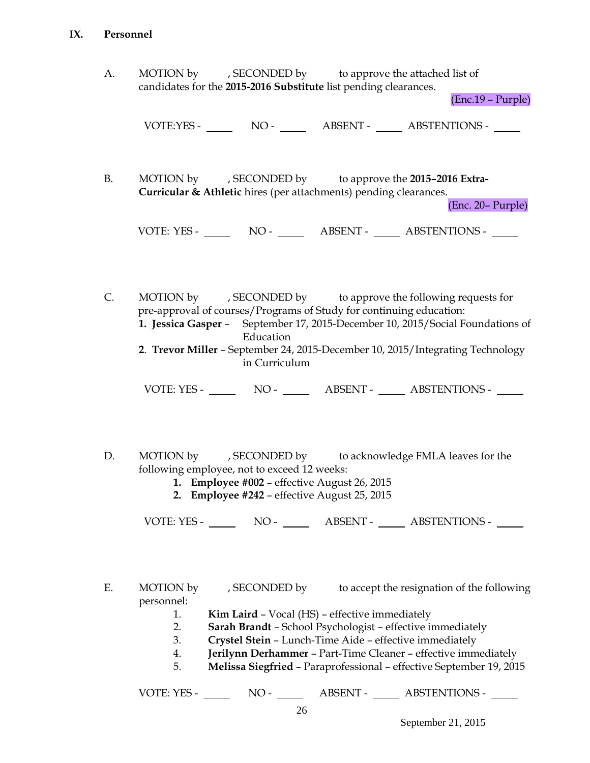## IX. Personnel

A. MOTION by , SECONDED by to approve the attached list of candidates for the **2015-2016 Substitute** list pending clearances.

(Enc.19 – Purple)

VOTE:YES - _____ NO - _____ ABSENT - _____ ABSTENTIONS - _____

B. MOTION by , SECONDED by to approve the **2015–2016 Extra-Curricular & Athletic** hires (per attachments) pending clearances.

(Enc. 20– Purple)

VOTE: YES - _____ NO - _____ ABSENT - _____ ABSTENTIONS - _____

C. MOTION by , SECONDED by to approve the following requests for pre-approval of courses/Programs of Study for continuing education:

1. **Jessica Gasper** – September 17, 2015-December 10, 2015/Social Foundations of Education
2. **Trevor Miller** – September 24, 2015-December 10, 2015/Integrating Technology in Curriculum

VOTE: YES - _____ NO - _____ ABSENT - _____ ABSTENTIONS - _____

D. MOTION by , SECONDED by to acknowledge FMLA leaves for the following employee, not to exceed 12 weeks:

1. **Employee #002** – effective August 26, 2015
2. **Employee #242** – effective August 25, 2015

VOTE: YES - _____ NO - _____ ABSENT - _____ ABSTENTIONS - _____

E. MOTION by , SECONDED by to accept the resignation of the following personnel:

1. **Kim Laird** – Vocal (HS) – effective immediately
2. **Sarah Brandt** – School Psychologist – effective immediately
3. **Crystel Stein** – Lunch-Time Aide – effective immediately
4. **Jerilynn Derhammer** – Part-Time Cleaner – effective immediately
5. **Melissa Siegfried** – Paraprofessional – effective September 19, 2015

VOTE: YES - _____ NO - _____ ABSENT - _____ ABSTENTIONS - _____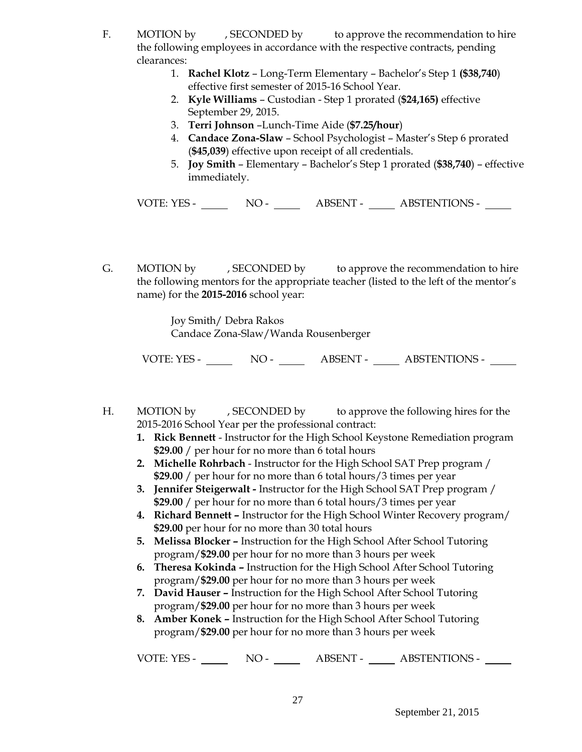F. MOTION by , SECONDED by to approve the recommendation to hire the following employees in accordance with the respective contracts, pending clearances:

1. **Rachel Klotz** – Long-Term Elementary – Bachelor's Step 1 **($38,740**) effective first semester of 2015-16 School Year.
2. **Kyle Williams** – Custodian - Step 1 prorated (**$24,165)** effective September 29, 2015.
3. **Terri Johnson** –Lunch-Time Aide (**$7.25/hour**)
4. **Candace Zona-Slaw** – School Psychologist – Master's Step 6 prorated (**$45,039**) effective upon receipt of all credentials.
5. **Joy Smith** – Elementary – Bachelor's Step 1 prorated (**$38,740**) – effective immediately.

VOTE: YES - _____ NO - _____ ABSENT - _____ ABSTENTIONS - _____

G. MOTION by , SECONDED by to approve the recommendation to hire the following mentors for the appropriate teacher (listed to the left of the mentor's name) for the **2015-2016** school year:

Joy Smith/ Debra Rakos
Candace Zona-Slaw/Wanda Rousenberger

VOTE: YES - _____ NO - _____ ABSENT - _____ ABSTENTIONS - _____

H. MOTION by , SECONDED by to approve the following hires for the 2015-2016 School Year per the professional contract:

1. **Rick Bennett** - Instructor for the High School Keystone Remediation program **$29.00** / per hour for no more than 6 total hours
2. **Michelle Rohrbach** - Instructor for the High School SAT Prep program / **$29.00** / per hour for no more than 6 total hours/3 times per year
3. **Jennifer Steigerwalt -** Instructor for the High School SAT Prep program / **$29.00** / per hour for no more than 6 total hours/3 times per year
4. **Richard Bennett –** Instructor for the High School Winter Recovery program/ **$29.00** per hour for no more than 30 total hours
5. **Melissa Blocker –** Instruction for the High School After School Tutoring program/**$29.00** per hour for no more than 3 hours per week
6. **Theresa Kokinda –** Instruction for the High School After School Tutoring program/**$29.00** per hour for no more than 3 hours per week
7. **David Hauser –** Instruction for the High School After School Tutoring program/**$29.00** per hour for no more than 3 hours per week
8. **Amber Konek –** Instruction for the High School After School Tutoring program/**$29.00** per hour for no more than 3 hours per week

VOTE: YES - _____ NO - _____ ABSENT - _____ ABSTENTIONS - _____

September 21, 2015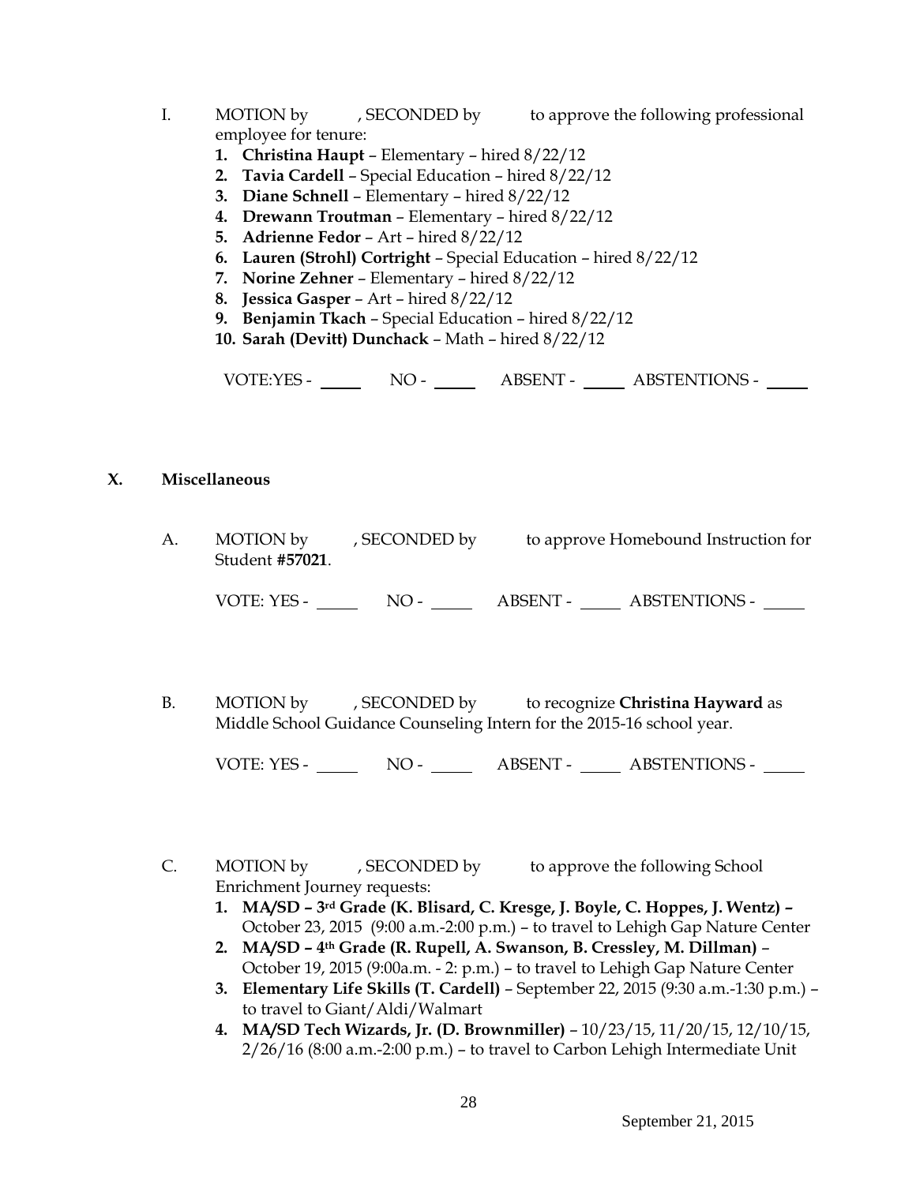I. MOTION by , SECONDED by to approve the following professional employee for tenure:

1. **Christina Haupt** – Elementary – hired 8/22/12
2. **Tavia Cardell** – Special Education – hired 8/22/12
3. **Diane Schnell** – Elementary – hired 8/22/12
4. **Drewann Troutman** – Elementary – hired 8/22/12
5. **Adrienne Fedor** – Art – hired 8/22/12
6. **Lauren (Strohl) Cortright** – Special Education – hired 8/22/12
7. **Norine Zehner** – Elementary – hired 8/22/12
8. **Jessica Gasper** – Art – hired 8/22/12
9. **Benjamin Tkach** – Special Education – hired 8/22/12
10. **Sarah (Devitt) Dunchack** – Math – hired 8/22/12

VOTE:YES - _____ NO - _____ ABSENT - _____ ABSTENTIONS - _____

## X. Miscellaneous

A. MOTION by , SECONDED by to approve Homebound Instruction for Student **#57021**.

VOTE: YES - _____ NO - _____ ABSENT - _____ ABSTENTIONS - _____

B. MOTION by , SECONDED by to recognize **Christina Hayward** as Middle School Guidance Counseling Intern for the 2015-16 school year.

VOTE: YES - _____ NO - _____ ABSENT - _____ ABSTENTIONS - _____

C. MOTION by , SECONDED by to approve the following School Enrichment Journey requests:

1. **MA/SD – 3rd Grade (K. Blisard, C. Kresge, J. Boyle, C. Hoppes, J. Wentz) –** October 23, 2015 (9:00 a.m.-2:00 p.m.) – to travel to Lehigh Gap Nature Center
2. **MA/SD – 4th Grade (R. Rupell, A. Swanson, B. Cressley, M. Dillman)** – October 19, 2015 (9:00a.m. - 2: p.m.) – to travel to Lehigh Gap Nature Center
3. **Elementary Life Skills (T. Cardell)** – September 22, 2015 (9:30 a.m.-1:30 p.m.) – to travel to Giant/Aldi/Walmart
4. **MA/SD Tech Wizards, Jr. (D. Brownmiller)** – 10/23/15, 11/20/15, 12/10/15, 2/26/16 (8:00 a.m.-2:00 p.m.) – to travel to Carbon Lehigh Intermediate Unit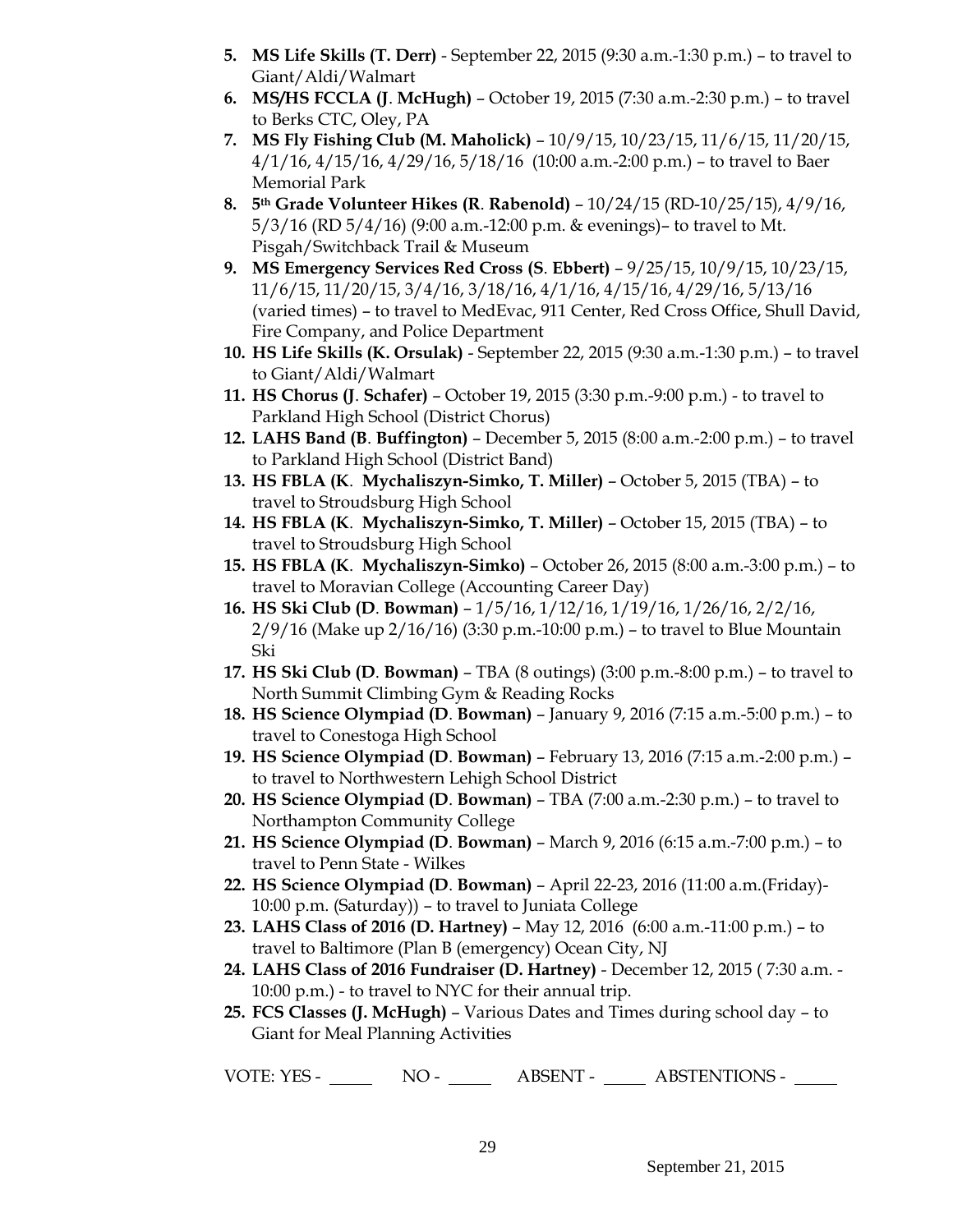5. **MS Life Skills (T. Derr)** - September 22, 2015 (9:30 a.m.-1:30 p.m.) – to travel to Giant/Aldi/Walmart
6. **MS/HS FCCLA (J. McHugh)** – October 19, 2015 (7:30 a.m.-2:30 p.m.) – to travel to Berks CTC, Oley, PA
7. **MS Fly Fishing Club (M. Maholick)** – 10/9/15, 10/23/15, 11/6/15, 11/20/15, 4/1/16, 4/15/16, 4/29/16, 5/18/16 (10:00 a.m.-2:00 p.m.) – to travel to Baer Memorial Park
8. **5th Grade Volunteer Hikes (R. Rabenold)** – 10/24/15 (RD-10/25/15), 4/9/16, 5/3/16 (RD 5/4/16) (9:00 a.m.-12:00 p.m. & evenings)– to travel to Mt. Pisgah/Switchback Trail & Museum
9. **MS Emergency Services Red Cross (S. Ebbert)** – 9/25/15, 10/9/15, 10/23/15, 11/6/15, 11/20/15, 3/4/16, 3/18/16, 4/1/16, 4/15/16, 4/29/16, 5/13/16 (varied times) – to travel to MedEvac, 911 Center, Red Cross Office, Shull David, Fire Company, and Police Department
10. **HS Life Skills (K. Orsulak)** - September 22, 2015 (9:30 a.m.-1:30 p.m.) – to travel to Giant/Aldi/Walmart
11. **HS Chorus (J. Schafer)** – October 19, 2015 (3:30 p.m.-9:00 p.m.) - to travel to Parkland High School (District Chorus)
12. **LAHS Band (B. Buffington)** – December 5, 2015 (8:00 a.m.-2:00 p.m.) – to travel to Parkland High School (District Band)
13. **HS FBLA (K. Mychaliszyn-Simko, T. Miller)** – October 5, 2015 (TBA) – to travel to Stroudsburg High School
14. **HS FBLA (K. Mychaliszyn-Simko, T. Miller)** – October 15, 2015 (TBA) – to travel to Stroudsburg High School
15. **HS FBLA (K. Mychaliszyn-Simko)** – October 26, 2015 (8:00 a.m.-3:00 p.m.) – to travel to Moravian College (Accounting Career Day)
16. **HS Ski Club (D. Bowman)** – 1/5/16, 1/12/16, 1/19/16, 1/26/16, 2/2/16, 2/9/16 (Make up 2/16/16) (3:30 p.m.-10:00 p.m.) – to travel to Blue Mountain Ski
17. **HS Ski Club (D. Bowman)** – TBA (8 outings) (3:00 p.m.-8:00 p.m.) – to travel to North Summit Climbing Gym & Reading Rocks
18. **HS Science Olympiad (D. Bowman)** – January 9, 2016 (7:15 a.m.-5:00 p.m.) – to travel to Conestoga High School
19. **HS Science Olympiad (D. Bowman)** – February 13, 2016 (7:15 a.m.-2:00 p.m.) – to travel to Northwestern Lehigh School District
20. **HS Science Olympiad (D. Bowman)** – TBA (7:00 a.m.-2:30 p.m.) – to travel to Northampton Community College
21. **HS Science Olympiad (D. Bowman)** – March 9, 2016 (6:15 a.m.-7:00 p.m.) – to travel to Penn State - Wilkes
22. **HS Science Olympiad (D. Bowman)** – April 22-23, 2016 (11:00 a.m.(Friday)-10:00 p.m. (Saturday)) – to travel to Juniata College
23. **LAHS Class of 2016 (D. Hartney)** – May 12, 2016 (6:00 a.m.-11:00 p.m.) – to travel to Baltimore (Plan B (emergency) Ocean City, NJ
24. **LAHS Class of 2016 Fundraiser (D. Hartney)** - December 12, 2015 ( 7:30 a.m. - 10:00 p.m.) - to travel to NYC for their annual trip.
25. **FCS Classes (J. McHugh)** – Various Dates and Times during school day – to Giant for Meal Planning Activities

VOTE: YES - _____ NO - _____ ABSENT - _____ ABSTENTIONS - _____

September 21, 2015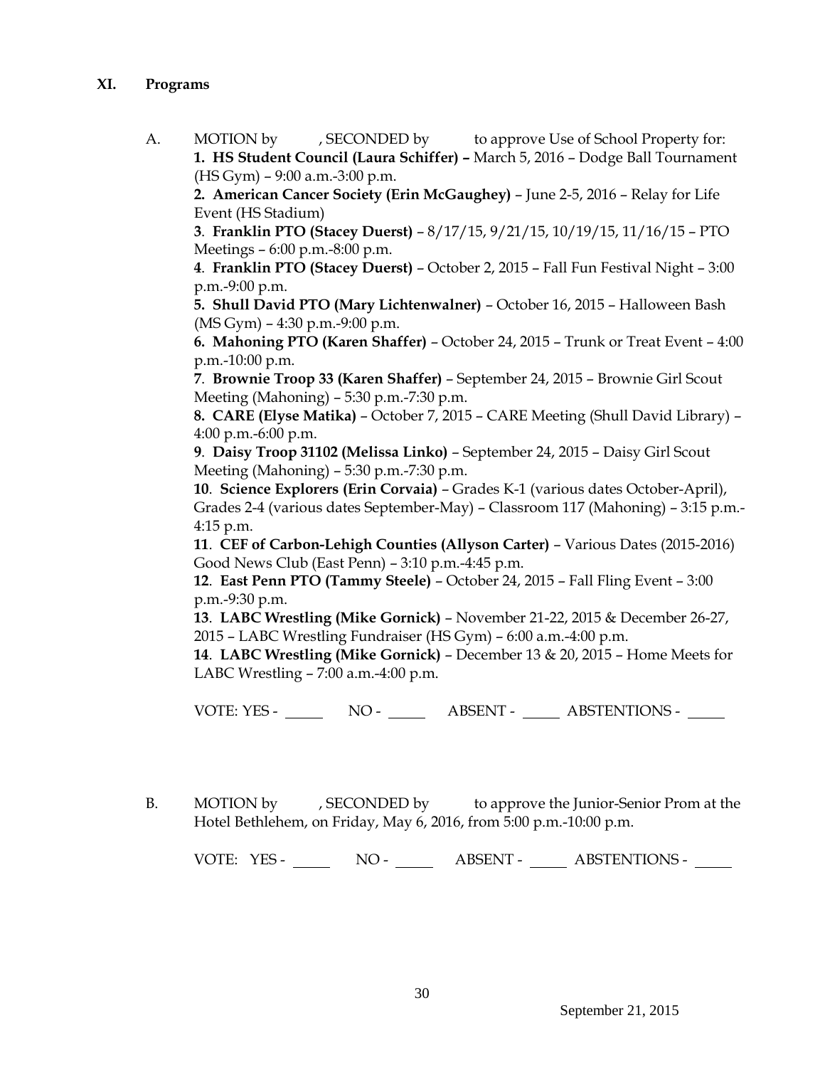## XI. Programs

A. MOTION by , SECONDED by to approve Use of School Property for:

**1. HS Student Council (Laura Schiffer) –** March 5, 2016 – Dodge Ball Tournament (HS Gym) – 9:00 a.m.-3:00 p.m.

**2. American Cancer Society (Erin McGaughey)** – June 2-5, 2016 – Relay for Life Event (HS Stadium)

**3**. **Franklin PTO (Stacey Duerst)** – 8/17/15, 9/21/15, 10/19/15, 11/16/15 – PTO Meetings – 6:00 p.m.-8:00 p.m.

**4**. **Franklin PTO (Stacey Duerst)** – October 2, 2015 – Fall Fun Festival Night – 3:00 p.m.-9:00 p.m.

**5. Shull David PTO (Mary Lichtenwalner)** – October 16, 2015 – Halloween Bash (MS Gym) – 4:30 p.m.-9:00 p.m.

**6. Mahoning PTO (Karen Shaffer)** – October 24, 2015 – Trunk or Treat Event – 4:00 p.m.-10:00 p.m.

**7**. **Brownie Troop 33 (Karen Shaffer)** – September 24, 2015 – Brownie Girl Scout Meeting (Mahoning) – 5:30 p.m.-7:30 p.m.

**8. CARE (Elyse Matika)** – October 7, 2015 – CARE Meeting (Shull David Library) – 4:00 p.m.-6:00 p.m.

**9**. **Daisy Troop 31102 (Melissa Linko)** – September 24, 2015 – Daisy Girl Scout Meeting (Mahoning) – 5:30 p.m.-7:30 p.m.

**10**. **Science Explorers (Erin Corvaia)** – Grades K-1 (various dates October-April), Grades 2-4 (various dates September-May) – Classroom 117 (Mahoning) – 3:15 p.m.-4:15 p.m.

**11**. **CEF of Carbon-Lehigh Counties (Allyson Carter)** – Various Dates (2015-2016) Good News Club (East Penn) – 3:10 p.m.-4:45 p.m.

**12**. **East Penn PTO (Tammy Steele)** – October 24, 2015 – Fall Fling Event – 3:00 p.m.-9:30 p.m.

**13**. **LABC Wrestling (Mike Gornick)** – November 21-22, 2015 & December 26-27, 2015 – LABC Wrestling Fundraiser (HS Gym) – 6:00 a.m.-4:00 p.m.

**14**. **LABC Wrestling (Mike Gornick)** – December 13 & 20, 2015 – Home Meets for LABC Wrestling – 7:00 a.m.-4:00 p.m.

VOTE: YES - _____ NO - _____ ABSENT - _____ ABSTENTIONS - _____

B. MOTION by , SECONDED by to approve the Junior-Senior Prom at the Hotel Bethlehem, on Friday, May 6, 2016, from 5:00 p.m.-10:00 p.m.

VOTE: YES - _____ NO - _____ ABSENT - _____ ABSTENTIONS - _____

September 21, 2015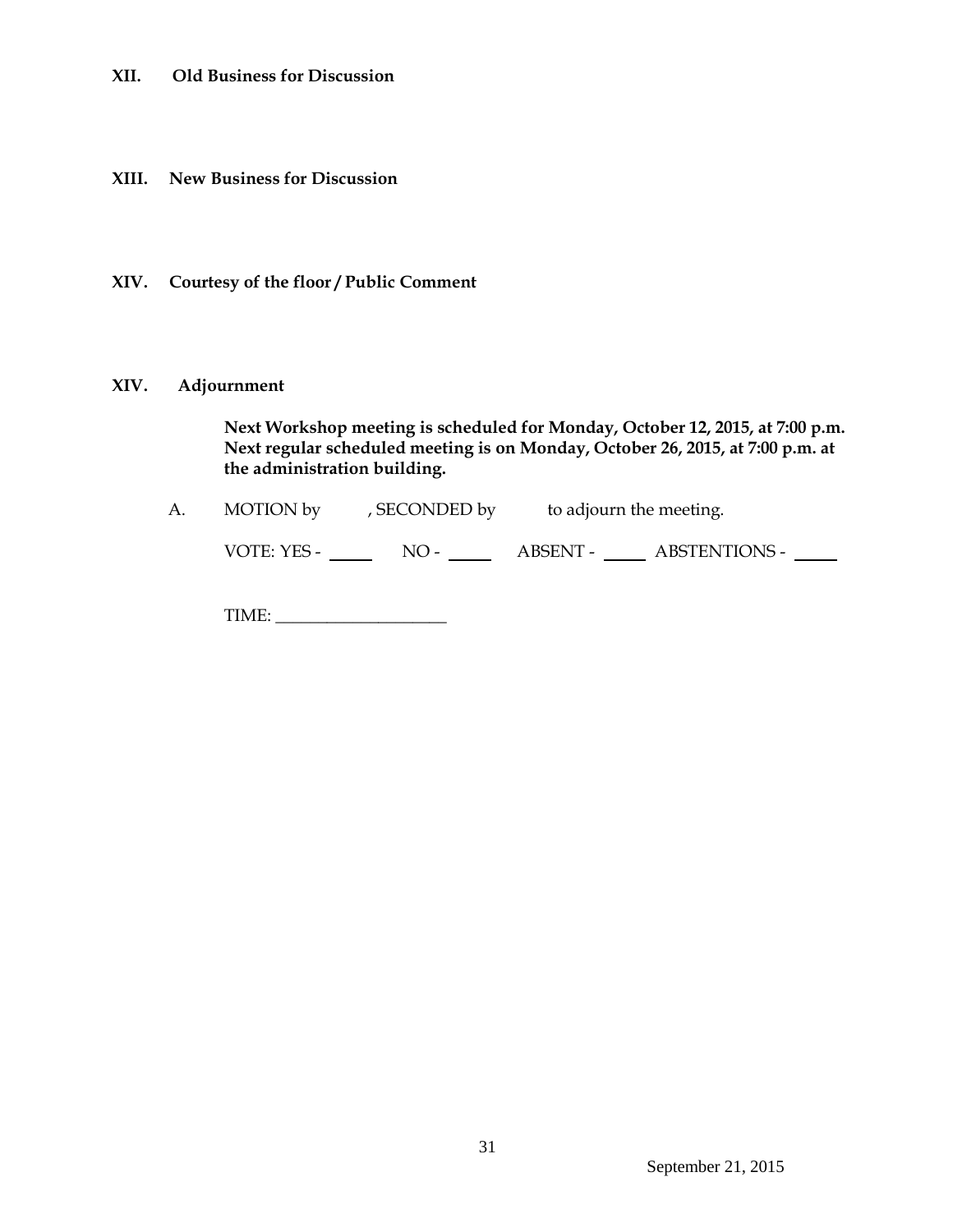**XII. Old Business for Discussion**

**XIII. New Business for Discussion**

**XIV. Courtesy of the floor / Public Comment**

**XIV. Adjournment**

**Next Workshop meeting is scheduled for Monday, October 12, 2015, at 7:00 p.m. Next regular scheduled meeting is on Monday, October 26, 2015, at 7:00 p.m. at the administration building.**

A. MOTION by , SECONDED by to adjourn the meeting.

VOTE: YES - _____ NO - _____ ABSENT - _____ ABSTENTIONS - _____

TIME: ____________________

September 21, 2015